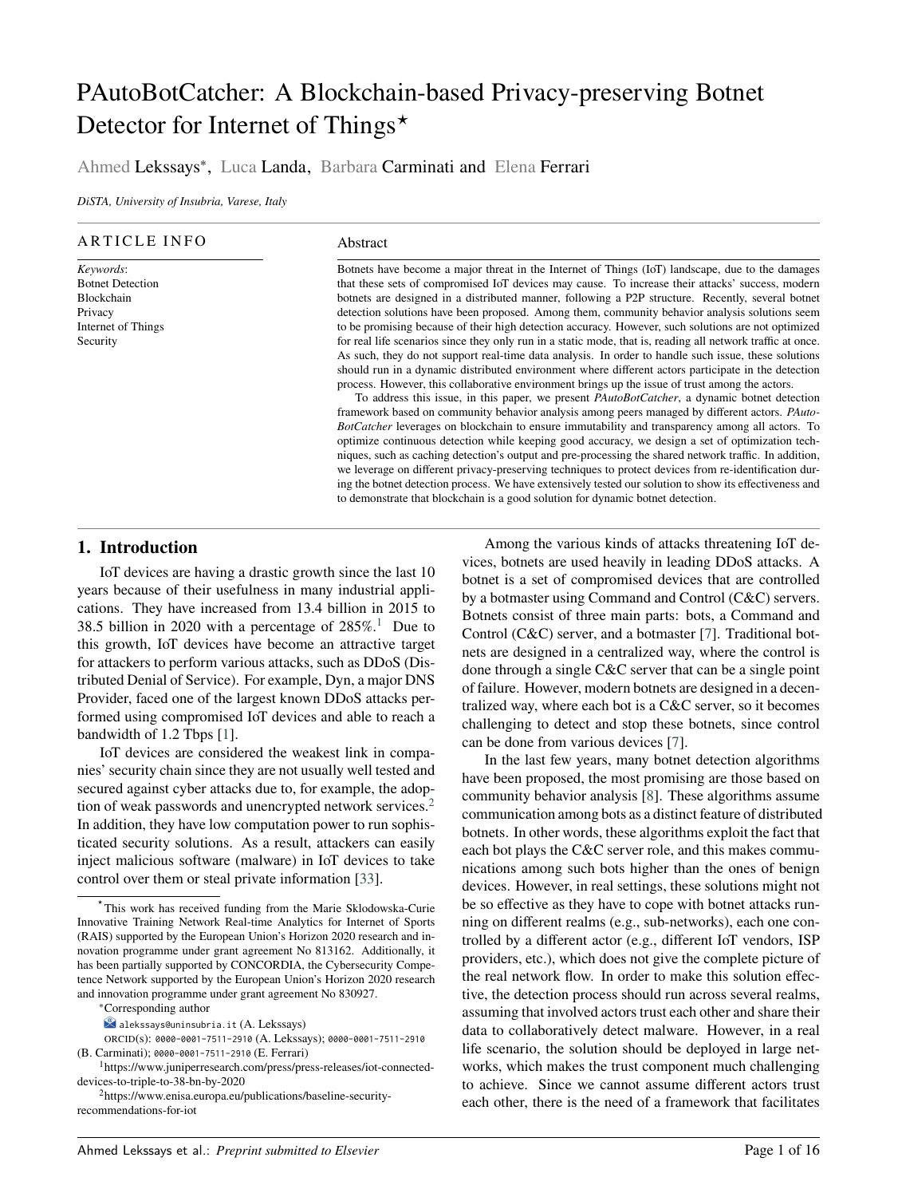# PAutoBotCatcher: A Blockchain-based Privacy-preserving Botnet Detector for Internet of Things[⋆]

Ahmed Lekssays[*], Luca Landa, Barbara Carminati and Elena Ferrari

*DiSTA, University of Insubria, Varese, Italy*

---

**ARTICLE INFO**

*Keywords*:
Botnet Detection
Blockchain
Privacy
Internet of Things
Security

**Abstract**

Botnets have become a major threat in the Internet of Things (IoT) landscape, due to the damages that these sets of compromised IoT devices may cause. To increase their attacks' success, modern botnets are designed in a distributed manner, following a P2P structure. Recently, several botnet detection solutions have been proposed. Among them, community behavior analysis solutions seem to be promising because of their high detection accuracy. However, such solutions are not optimized for real life scenarios since they only run in a static mode, that is, reading all network traffic at once. As such, they do not support real-time data analysis. In order to handle such issue, these solutions should run in a dynamic distributed environment where different actors participate in the detection process. However, this collaborative environment brings up the issue of trust among the actors.

To address this issue, in this paper, we present *PAutoBotCatcher*, a dynamic botnet detection framework based on community behavior analysis among peers managed by different actors. *PAutoBotCatcher* leverages on blockchain to ensure immutability and transparency among all actors. To optimize continuous detection while keeping good accuracy, we design a set of optimization techniques, such as caching detection's output and pre-processing the shared network traffic. In addition, we leverage on different privacy-preserving techniques to protect devices from re-identification during the botnet detection process. We have extensively tested our solution to show its effectiveness and to demonstrate that blockchain is a good solution for dynamic botnet detection.

---

## 1. Introduction

IoT devices are having a drastic growth since the last 10 years because of their usefulness in many industrial applications. They have increased from 13.4 billion in 2015 to 38.5 billion in 2020 with a percentage of 285%.[1] Due to this growth, IoT devices have become an attractive target for attackers to perform various attacks, such as DDoS (Distributed Denial of Service). For example, Dyn, a major DNS Provider, faced one of the largest known DDoS attacks performed using compromised IoT devices and able to reach a bandwidth of 1.2 Tbps [1].

IoT devices are considered the weakest link in companies' security chain since they are not usually well tested and secured against cyber attacks due to, for example, the adoption of weak passwords and unencrypted network services.[2] In addition, they have low computation power to run sophisticated security solutions. As a result, attackers can easily inject malicious software (malware) in IoT devices to take control over them or steal private information [33].

Among the various kinds of attacks threatening IoT devices, botnets are used heavily in leading DDoS attacks. A botnet is a set of compromised devices that are controlled by a botmaster using Command and Control (C&C) servers. Botnets consist of three main parts: bots, a Command and Control (C&C) server, and a botmaster [7]. Traditional botnets are designed in a centralized way, where the control is done through a single C&C server that can be a single point of failure. However, modern botnets are designed in a decentralized way, where each bot is a C&C server, so it becomes challenging to detect and stop these botnets, since control can be done from various devices [7].

In the last few years, many botnet detection algorithms have been proposed, the most promising are those based on community behavior analysis [8]. These algorithms assume communication among bots as a distinct feature of distributed botnets. In other words, these algorithms exploit the fact that each bot plays the C&C server role, and this makes communications among such bots higher than the ones of benign devices. However, in real settings, these solutions might not be so effective as they have to cope with botnet attacks running on different realms (e.g., sub-networks), each one controlled by a different actor (e.g., different IoT vendors, ISP providers, etc.), which does not give the complete picture of the real network flow. In order to make this solution effective, the detection process should run across several realms, assuming that involved actors trust each other and share their data to collaboratively detect malware. However, in a real life scenario, the solution should be deployed in large networks, which makes the trust component much challenging to achieve. Since we cannot assume different actors trust each other, there is the need of a framework that facilitates

---

[⋆] This work has received funding from the Marie Sklodowska-Curie Innovative Training Network Real-time Analytics for Internet of Sports (RAIS) supported by the European Union's Horizon 2020 research and innovation programme under grant agreement No 813162. Additionally, it has been partially supported by CONCORDIA, the Cybersecurity Competence Network supported by the European Union's Horizon 2020 research and innovation programme under grant agreement No 830927.

[*] Corresponding author

alekssays@uninsubria.it (A. Lekssays)

ORCID(s): 0000-0001-7511-2910 (A. Lekssays); 0000-0001-7511-2910 (B. Carminati); 0000-0001-7511-2910 (E. Ferrari)

[1] https://www.juniperresearch.com/press/press-releases/iot-connected-devices-to-triple-to-38-bn-by-2020

[2] https://www.enisa.europa.eu/publications/baseline-security-recommendations-for-iot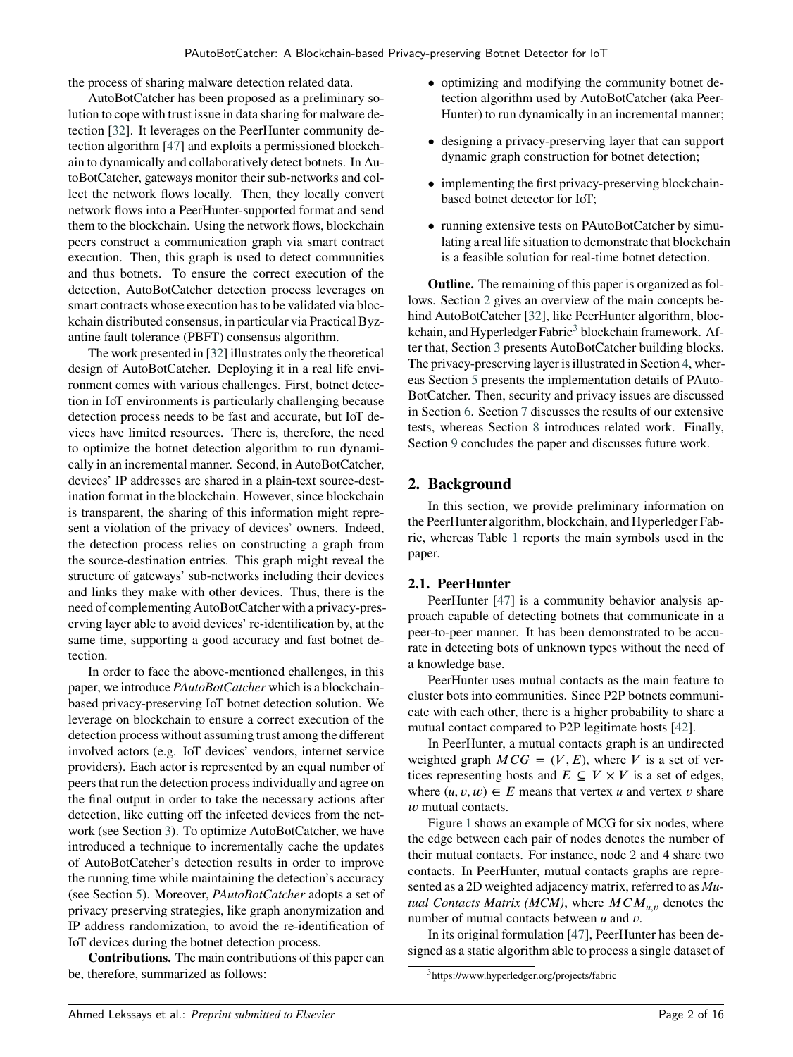the process of sharing malware detection related data.

AutoBotCatcher has been proposed as a preliminary solution to cope with trust issue in data sharing for malware detection [32]. It leverages on the PeerHunter community detection algorithm [47] and exploits a permissioned blockchain to dynamically and collaboratively detect botnets. In AutoBotCatcher, gateways monitor their sub-networks and collect the network flows locally. Then, they locally convert network flows into a PeerHunter-supported format and send them to the blockchain. Using the network flows, blockchain peers construct a communication graph via smart contract execution. Then, this graph is used to detect communities and thus botnets. To ensure the correct execution of the detection, AutoBotCatcher detection process leverages on smart contracts whose execution has to be validated via blockchain distributed consensus, in particular via Practical Byzantine fault tolerance (PBFT) consensus algorithm.

The work presented in [32] illustrates only the theoretical design of AutoBotCatcher. Deploying it in a real life environment comes with various challenges. First, botnet detection in IoT environments is particularly challenging because detection process needs to be fast and accurate, but IoT devices have limited resources. There is, therefore, the need to optimize the botnet detection algorithm to run dynamically in an incremental manner. Second, in AutoBotCatcher, devices' IP addresses are shared in a plain-text source-destination format in the blockchain. However, since blockchain is transparent, the sharing of this information might represent a violation of the privacy of devices' owners. Indeed, the detection process relies on constructing a graph from the source-destination entries. This graph might reveal the structure of gateways' sub-networks including their devices and links they make with other devices. Thus, there is the need of complementing AutoBotCatcher with a privacy-preserving layer able to avoid devices' re-identification by, at the same time, supporting a good accuracy and fast botnet detection.

In order to face the above-mentioned challenges, in this paper, we introduce *PAutoBotCatcher* which is a blockchain-based privacy-preserving IoT botnet detection solution. We leverage on blockchain to ensure a correct execution of the detection process without assuming trust among the different involved actors (e.g. IoT devices' vendors, internet service providers). Each actor is represented by an equal number of peers that run the detection process individually and agree on the final output in order to take the necessary actions after detection, like cutting off the infected devices from the network (see Section 3). To optimize AutoBotCatcher, we have introduced a technique to incrementally cache the updates of AutoBotCatcher's detection results in order to improve the running time while maintaining the detection's accuracy (see Section 5). Moreover, *PAutoBotCatcher* adopts a set of privacy preserving strategies, like graph anonymization and IP address randomization, to avoid the re-identification of IoT devices during the botnet detection process.

**Contributions.** The main contributions of this paper can be, therefore, summarized as follows:

- optimizing and modifying the community botnet detection algorithm used by AutoBotCatcher (aka PeerHunter) to run dynamically in an incremental manner;
- designing a privacy-preserving layer that can support dynamic graph construction for botnet detection;
- implementing the first privacy-preserving blockchain-based botnet detector for IoT;
- running extensive tests on PAutoBotCatcher by simulating a real life situation to demonstrate that blockchain is a feasible solution for real-time botnet detection.

**Outline.** The remaining of this paper is organized as follows. Section 2 gives an overview of the main concepts behind AutoBotCatcher [32], like PeerHunter algorithm, blockchain, and Hyperledger Fabric[3] blockchain framework. After that, Section 3 presents AutoBotCatcher building blocks. The privacy-preserving layer is illustrated in Section 4, whereas Section 5 presents the implementation details of PAutoBotCatcher. Then, security and privacy issues are discussed in Section 6. Section 7 discusses the results of our extensive tests, whereas Section 8 introduces related work. Finally, Section 9 concludes the paper and discusses future work.

## 2. Background

In this section, we provide preliminary information on the PeerHunter algorithm, blockchain, and Hyperledger Fabric, whereas Table 1 reports the main symbols used in the paper.

### 2.1. PeerHunter

PeerHunter [47] is a community behavior analysis approach capable of detecting botnets that communicate in a peer-to-peer manner. It has been demonstrated to be accurate in detecting bots of unknown types without the need of a knowledge base.

PeerHunter uses mutual contacts as the main feature to cluster bots into communities. Since P2P botnets communicate with each other, there is a higher probability to share a mutual contact compared to P2P legitimate hosts [42].

In PeerHunter, a mutual contacts graph is an undirected weighted graph $MCG = (V, E)$, where $V$ is a set of vertices representing hosts and $E \subseteq V \times V$ is a set of edges, where $(u, v, w) \in E$ means that vertex $u$ and vertex $v$ share $w$ mutual contacts.

Figure 1 shows an example of MCG for six nodes, where the edge between each pair of nodes denotes the number of their mutual contacts. For instance, node 2 and 4 share two contacts. In PeerHunter, mutual contacts graphs are represented as a 2D weighted adjacency matrix, referred to as *Mutual Contacts Matrix (MCM)*, where $MCM_{u,v}$ denotes the number of mutual contacts between $u$ and $v$.

In its original formulation [47], PeerHunter has been designed as a static algorithm able to process a single dataset of

[3] https://www.hyperledger.org/projects/fabric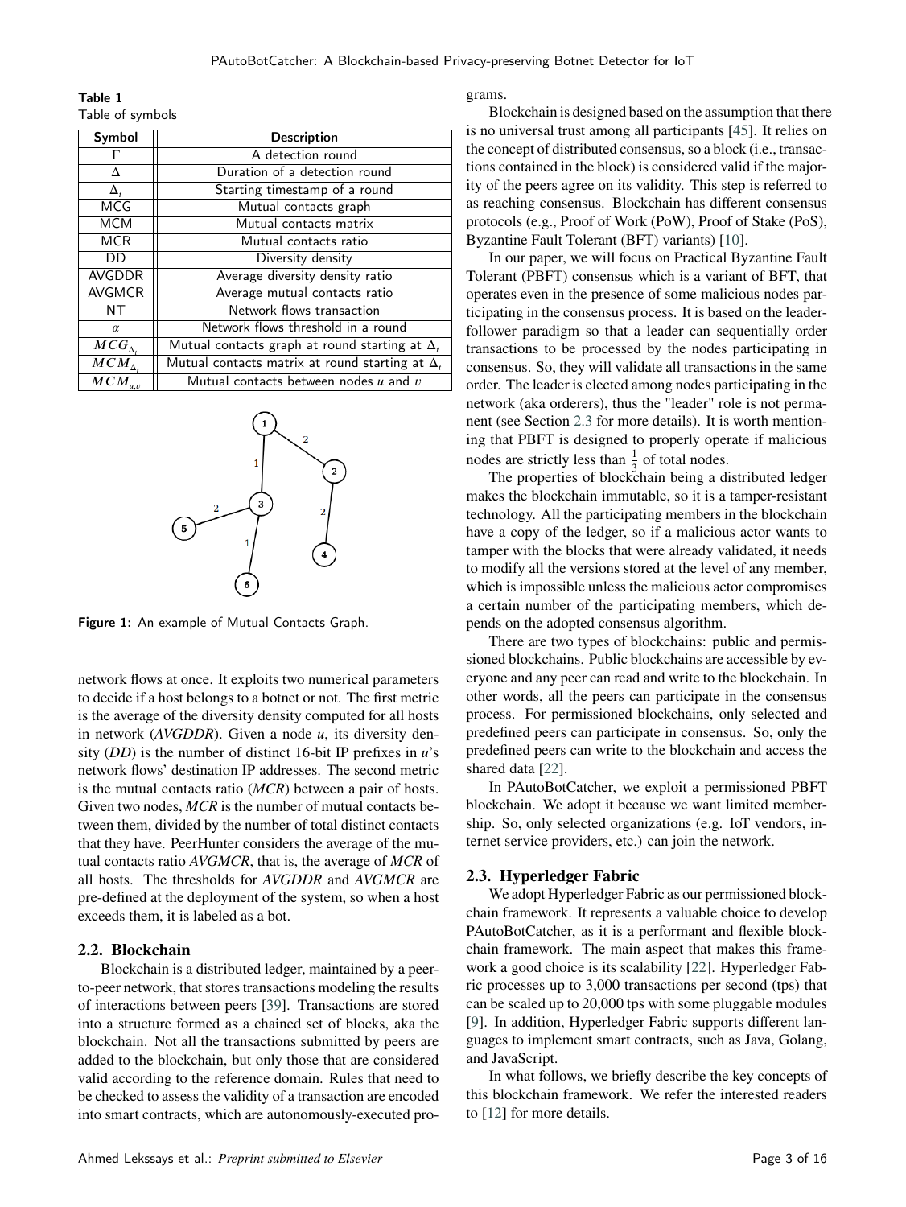**Table 1**
Table of symbols

| Symbol | Description |
|---|---|
| $\Gamma$ | A detection round |
| $\Delta$ | Duration of a detection round |
| $\Delta_t$ | Starting timestamp of a round |
| MCG | Mutual contacts graph |
| MCM | Mutual contacts matrix |
| MCR | Mutual contacts ratio |
| DD | Diversity density |
| AVGDDR | Average diversity density ratio |
| AVGMCR | Average mutual contacts ratio |
| NT | Network flows transaction |
| $\alpha$ | Network flows threshold in a round |
| $MCG_{\Delta_t}$ | Mutual contacts graph at round starting at $\Delta_t$ |
| $MCM_{\Delta_t}$ | Mutual contacts matrix at round starting at $\Delta_t$ |
| $MCM_{u,v}$ | Mutual contacts between nodes $u$ and $v$ |

**Figure 1:** An example of Mutual Contacts Graph.

network flows at once. It exploits two numerical parameters to decide if a host belongs to a botnet or not. The first metric is the average of the diversity density computed for all hosts in network (*AVGDDR*). Given a node $u$, its diversity density (*DD*) is the number of distinct 16-bit IP prefixes in $u$'s network flows' destination IP addresses. The second metric is the mutual contacts ratio (*MCR*) between a pair of hosts. Given two nodes, *MCR* is the number of mutual contacts between them, divided by the number of total distinct contacts that they have. PeerHunter considers the average of the mutual contacts ratio *AVGMCR*, that is, the average of *MCR* of all hosts. The thresholds for *AVGDDR* and *AVGMCR* are pre-defined at the deployment of the system, so when a host exceeds them, it is labeled as a bot.

## 2.2. Blockchain

Blockchain is a distributed ledger, maintained by a peer-to-peer network, that stores transactions modeling the results of interactions between peers [39]. Transactions are stored into a structure formed as a chained set of blocks, aka the blockchain. Not all the transactions submitted by peers are added to the blockchain, but only those that are considered valid according to the reference domain. Rules that need to be checked to assess the validity of a transaction are encoded into smart contracts, which are autonomously-executed programs.

Blockchain is designed based on the assumption that there is no universal trust among all participants [45]. It relies on the concept of distributed consensus, so a block (i.e., transactions contained in the block) is considered valid if the majority of the peers agree on its validity. This step is referred to as reaching consensus. Blockchain has different consensus protocols (e.g., Proof of Work (PoW), Proof of Stake (PoS), Byzantine Fault Tolerant (BFT) variants) [10].

In our paper, we will focus on Practical Byzantine Fault Tolerant (PBFT) consensus which is a variant of BFT, that operates even in the presence of some malicious nodes participating in the consensus process. It is based on the leader-follower paradigm so that a leader can sequentially order transactions to be processed by the nodes participating in consensus. So, they will validate all transactions in the same order. The leader is elected among nodes participating in the network (aka orderers), thus the "leader" role is not permanent (see Section 2.3 for more details). It is worth mentioning that PBFT is designed to properly operate if malicious nodes are strictly less than $\frac{1}{3}$ of total nodes.

The properties of blockchain being a distributed ledger makes the blockchain immutable, so it is a tamper-resistant technology. All the participating members in the blockchain have a copy of the ledger, so if a malicious actor wants to tamper with the blocks that were already validated, it needs to modify all the versions stored at the level of any member, which is impossible unless the malicious actor compromises a certain number of the participating members, which depends on the adopted consensus algorithm.

There are two types of blockchains: public and permissioned blockchains. Public blockchains are accessible by everyone and any peer can read and write to the blockchain. In other words, all the peers can participate in the consensus process. For permissioned blockchains, only selected and predefined peers can participate in consensus. So, only the predefined peers can write to the blockchain and access the shared data [22].

In PAutoBotCatcher, we exploit a permissioned PBFT blockchain. We adopt it because we want limited membership. So, only selected organizations (e.g. IoT vendors, internet service providers, etc.) can join the network.

## 2.3. Hyperledger Fabric

We adopt Hyperledger Fabric as our permissioned blockchain framework. It represents a valuable choice to develop PAutoBotCatcher, as it is a performant and flexible blockchain framework. The main aspect that makes this framework a good choice is its scalability [22]. Hyperledger Fabric processes up to 3,000 transactions per second (tps) that can be scaled up to 20,000 tps with some pluggable modules [9]. In addition, Hyperledger Fabric supports different languages to implement smart contracts, such as Java, Golang, and JavaScript.

In what follows, we briefly describe the key concepts of this blockchain framework. We refer the interested readers to [12] for more details.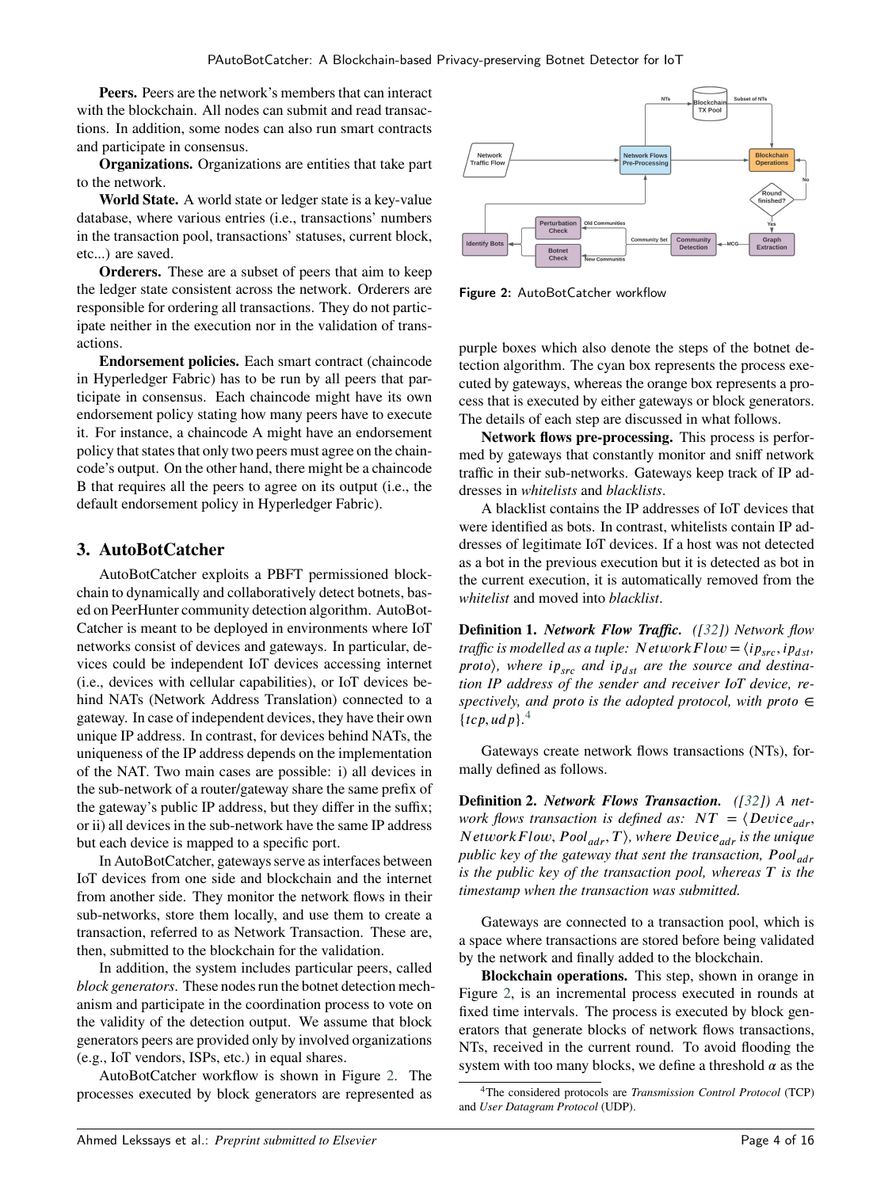**Peers.** Peers are the network's members that can interact with the blockchain. All nodes can submit and read transactions. In addition, some nodes can also run smart contracts and participate in consensus.

**Organizations.** Organizations are entities that take part to the network.

**World State.** A world state or ledger state is a key-value database, where various entries (i.e., transactions' numbers in the transaction pool, transactions' statuses, current block, etc...) are saved.

**Orderers.** These are a subset of peers that aim to keep the ledger state consistent across the network. Orderers are responsible for ordering all transactions. They do not participate neither in the execution nor in the validation of transactions.

**Endorsement policies.** Each smart contract (chaincode in Hyperledger Fabric) has to be run by all peers that participate in consensus. Each chaincode might have its own endorsement policy stating how many peers have to execute it. For instance, a chaincode A might have an endorsement policy that states that only two peers must agree on the chaincode's output. On the other hand, there might be a chaincode B that requires all the peers to agree on its output (i.e., the default endorsement policy in Hyperledger Fabric).

## 3. AutoBotCatcher

AutoBotCatcher exploits a PBFT permissioned blockchain to dynamically and collaboratively detect botnets, based on PeerHunter community detection algorithm. AutoBotCatcher is meant to be deployed in environments where IoT networks consist of devices and gateways. In particular, devices could be independent IoT devices accessing internet (i.e., devices with cellular capabilities), or IoT devices behind NATs (Network Address Translation) connected to a gateway. In case of independent devices, they have their own unique IP address. In contrast, for devices behind NATs, the uniqueness of the IP address depends on the implementation of the NAT. Two main cases are possible: i) all devices in the sub-network of a router/gateway share the same prefix of the gateway's public IP address, but they differ in the suffix; or ii) all devices in the sub-network have the same IP address but each device is mapped to a specific port.

In AutoBotCatcher, gateways serve as interfaces between IoT devices from one side and blockchain and the internet from another side. They monitor the network flows in their sub-networks, store them locally, and use them to create a transaction, referred to as Network Transaction. These are, then, submitted to the blockchain for the validation.

In addition, the system includes particular peers, called *block generators*. These nodes run the botnet detection mechanism and participate in the coordination process to vote on the validity of the detection output. We assume that block generators peers are provided only by involved organizations (e.g., IoT vendors, ISPs, etc.) in equal shares.

AutoBotCatcher workflow is shown in Figure 2. The processes executed by block generators are represented as purple boxes which also denote the steps of the botnet detection algorithm. The cyan box represents the process executed by gateways, whereas the orange box represents a process that is executed by either gateways or block generators. The details of each step are discussed in what follows.

Figure 2: AutoBotCatcher workflow

**Network flows pre-processing.** This process is performed by gateways that constantly monitor and sniff network traffic in their sub-networks. Gateways keep track of IP addresses in *whitelists* and *blacklists*.

A blacklist contains the IP addresses of IoT devices that were identified as bots. In contrast, whitelists contain IP addresses of legitimate IoT devices. If a host was not detected as a bot in the previous execution but it is detected as bot in the current execution, it is automatically removed from the *whitelist* and moved into *blacklist*.

**Definition 1.** ***Network Flow Traffic.*** *([32]) Network flow traffic is modelled as a tuple:* $NetworkFlow = \langle ip_{src}, ip_{dst}, proto \rangle$*, where* $ip_{src}$ *and* $ip_{dst}$ *are the source and destination IP address of the sender and receiver IoT device, respectively, and proto is the adopted protocol, with* $proto \in \{tcp, udp\}$.[4]

Gateways create network flows transactions (NTs), formally defined as follows.

**Definition 2.** ***Network Flows Transaction.*** *([32]) A network flows transaction is defined as:* $NT = \langle Device_{adr}, NetworkFlow, Pool_{adr}, T \rangle$*, where* $Device_{adr}$ *is the unique public key of the gateway that sent the transaction,* $Pool_{adr}$ *is the public key of the transaction pool, whereas* $T$ *is the timestamp when the transaction was submitted.*

Gateways are connected to a transaction pool, which is a space where transactions are stored before being validated by the network and finally added to the blockchain.

**Blockchain operations.** This step, shown in orange in Figure 2, is an incremental process executed in rounds at fixed time intervals. The process is executed by block generators that generate blocks of network flows transactions, NTs, received in the current round. To avoid flooding the system with too many blocks, we define a threshold $\alpha$ as the

[4]The considered protocols are *Transmission Control Protocol* (TCP) and *User Datagram Protocol* (UDP).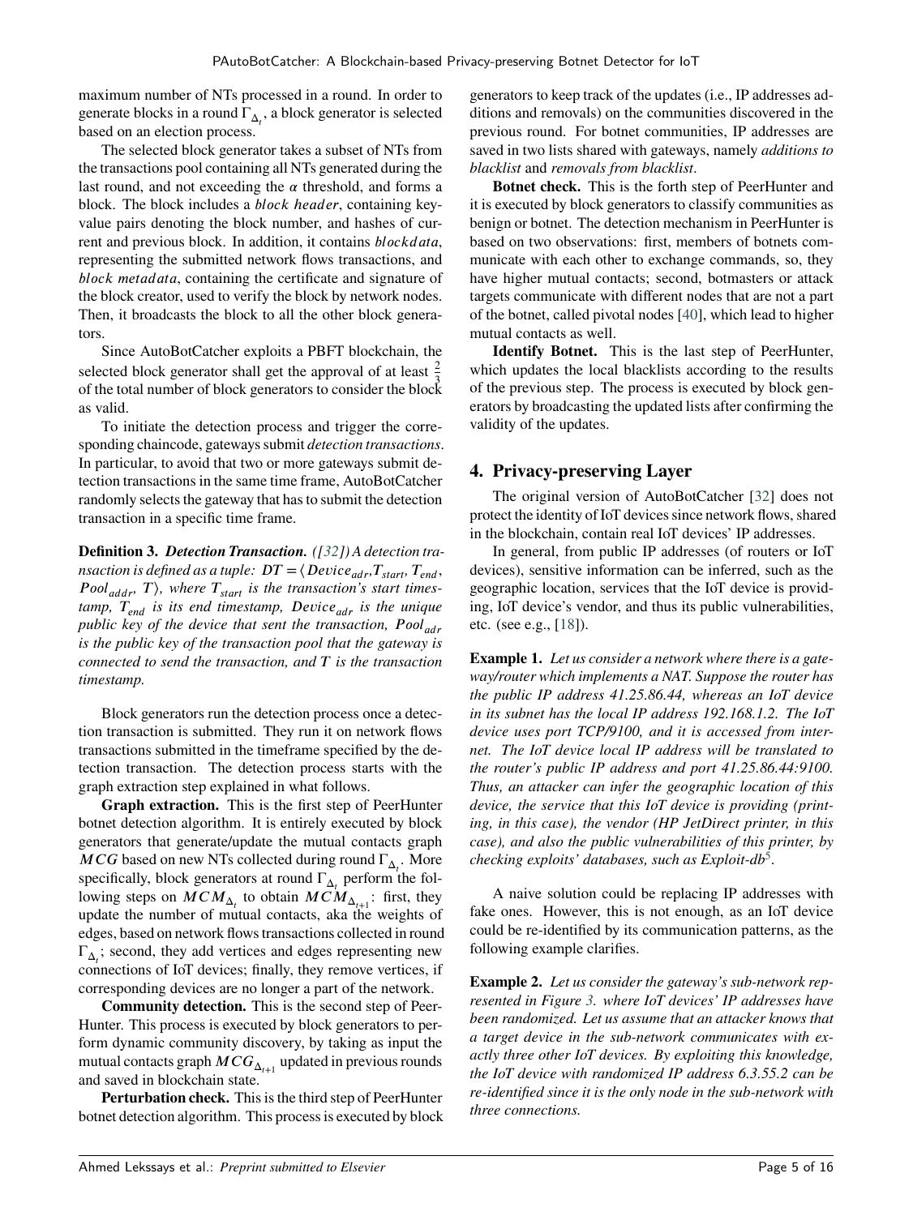maximum number of NTs processed in a round. In order to generate blocks in a round $\Gamma_{\Delta_t}$, a block generator is selected based on an election process.

The selected block generator takes a subset of NTs from the transactions pool containing all NTs generated during the last round, and not exceeding the $\alpha$ threshold, and forms a block. The block includes a *block header*, containing key-value pairs denoting the block number, and hashes of current and previous block. In addition, it contains *blockdata*, representing the submitted network flows transactions, and *block metadata*, containing the certificate and signature of the block creator, used to verify the block by network nodes. Then, it broadcasts the block to all the other block generators.

Since AutoBotCatcher exploits a PBFT blockchain, the selected block generator shall get the approval of at least $\frac{2}{3}$ of the total number of block generators to consider the block as valid.

To initiate the detection process and trigger the corresponding chaincode, gateways submit *detection transactions*. In particular, to avoid that two or more gateways submit detection transactions in the same time frame, AutoBotCatcher randomly selects the gateway that has to submit the detection transaction in a specific time frame.

**Definition 3.** ***Detection Transaction.*** *([32]) A detection transaction is defined as a tuple: $DT = \langle Device_{adr}, T_{start}, T_{end}, Pool_{addr}, T \rangle$, where $T_{start}$ is the transaction's start timestamp, $T_{end}$ is its end timestamp, $Device_{adr}$ is the unique public key of the device that sent the transaction, $Pool_{adr}$ is the public key of the transaction pool that the gateway is connected to send the transaction, and $T$ is the transaction timestamp.*

Block generators run the detection process once a detection transaction is submitted. They run it on network flows transactions submitted in the timeframe specified by the detection transaction. The detection process starts with the graph extraction step explained in what follows.

**Graph extraction.** This is the first step of PeerHunter botnet detection algorithm. It is entirely executed by block generators that generate/update the mutual contacts graph $MCG$ based on new NTs collected during round $\Gamma_{\Delta_t}$. More specifically, block generators at round $\Gamma_{\Delta_t}$ perform the following steps on $MCM_{\Delta_t}$ to obtain $MCM_{\Delta_{t+1}}$: first, they update the number of mutual contacts, aka the weights of edges, based on network flows transactions collected in round $\Gamma_{\Delta_t}$; second, they add vertices and edges representing new connections of IoT devices; finally, they remove vertices, if corresponding devices are no longer a part of the network.

**Community detection.** This is the second step of PeerHunter. This process is executed by block generators to perform dynamic community discovery, by taking as input the mutual contacts graph $MCG_{\Delta_{t+1}}$ updated in previous rounds and saved in blockchain state.

**Perturbation check.** This is the third step of PeerHunter botnet detection algorithm. This process is executed by block generators to keep track of the updates (i.e., IP addresses additions and removals) on the communities discovered in the previous round. For botnet communities, IP addresses are saved in two lists shared with gateways, namely *additions to blacklist* and *removals from blacklist*.

**Botnet check.** This is the forth step of PeerHunter and it is executed by block generators to classify communities as benign or botnet. The detection mechanism in PeerHunter is based on two observations: first, members of botnets communicate with each other to exchange commands, so, they have higher mutual contacts; second, botmasters or attack targets communicate with different nodes that are not a part of the botnet, called pivotal nodes [40], which lead to higher mutual contacts as well.

**Identify Botnet.** This is the last step of PeerHunter, which updates the local blacklists according to the results of the previous step. The process is executed by block generators by broadcasting the updated lists after confirming the validity of the updates.

## 4. Privacy-preserving Layer

The original version of AutoBotCatcher [32] does not protect the identity of IoT devices since network flows, shared in the blockchain, contain real IoT devices' IP addresses.

In general, from public IP addresses (of routers or IoT devices), sensitive information can be inferred, such as the geographic location, services that the IoT device is providing, IoT device's vendor, and thus its public vulnerabilities, etc. (see e.g., [18]).

**Example 1.** *Let us consider a network where there is a gateway/router which implements a NAT. Suppose the router has the public IP address 41.25.86.44, whereas an IoT device in its subnet has the local IP address 192.168.1.2. The IoT device uses port TCP/9100, and it is accessed from internet. The IoT device local IP address will be translated to the router's public IP address and port 41.25.86.44:9100. Thus, an attacker can infer the geographic location of this device, the service that this IoT device is providing (printing, in this case), the vendor (HP JetDirect printer, in this case), and also the public vulnerabilities of this printer, by checking exploits' databases, such as Exploit-db[5].*

A naive solution could be replacing IP addresses with fake ones. However, this is not enough, as an IoT device could be re-identified by its communication patterns, as the following example clarifies.

**Example 2.** *Let us consider the gateway's sub-network represented in Figure 3. where IoT devices' IP addresses have been randomized. Let us assume that an attacker knows that a target device in the sub-network communicates with exactly three other IoT devices. By exploiting this knowledge, the IoT device with randomized IP address 6.3.55.2 can be re-identified since it is the only node in the sub-network with three connections.*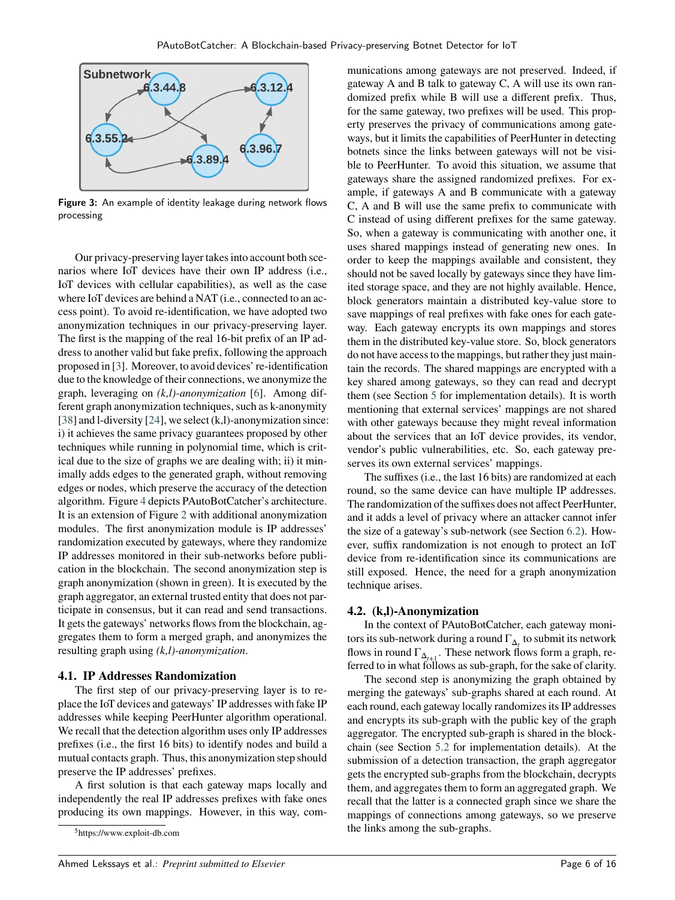Figure 3: An example of identity leakage during network flows processing

Our privacy-preserving layer takes into account both scenarios where IoT devices have their own IP address (i.e., IoT devices with cellular capabilities), as well as the case where IoT devices are behind a NAT (i.e., connected to an access point). To avoid re-identification, we have adopted two anonymization techniques in our privacy-preserving layer. The first is the mapping of the real 16-bit prefix of an IP address to another valid but fake prefix, following the approach proposed in [3]. Moreover, to avoid devices' re-identification due to the knowledge of their connections, we anonymize the graph, leveraging on *(k,l)-anonymization* [6]. Among different graph anonymization techniques, such as k-anonymity [38] and l-diversity [24], we select (k,l)-anonymization since: i) it achieves the same privacy guarantees proposed by other techniques while running in polynomial time, which is critical due to the size of graphs we are dealing with; ii) it minimally adds edges to the generated graph, without removing edges or nodes, which preserve the accuracy of the detection algorithm. Figure 4 depicts PAutoBotCatcher's architecture. It is an extension of Figure 2 with additional anonymization modules. The first anonymization module is IP addresses' randomization executed by gateways, where they randomize IP addresses monitored in their sub-networks before publication in the blockchain. The second anonymization step is graph anonymization (shown in green). It is executed by the graph aggregator, an external trusted entity that does not participate in consensus, but it can read and send transactions. It gets the gateways' networks flows from the blockchain, aggregates them to form a merged graph, and anonymizes the resulting graph using *(k,l)-anonymization*.

## 4.1. IP Addresses Randomization

The first step of our privacy-preserving layer is to replace the IoT devices and gateways' IP addresses with fake IP addresses while keeping PeerHunter algorithm operational. We recall that the detection algorithm uses only IP addresses prefixes (i.e., the first 16 bits) to identify nodes and build a mutual contacts graph. Thus, this anonymization step should preserve the IP addresses' prefixes.

A first solution is that each gateway maps locally and independently the real IP addresses prefixes with fake ones producing its own mappings. However, in this way, communications among gateways are not preserved. Indeed, if gateway A and B talk to gateway C, A will use its own randomized prefix while B will use a different prefix. Thus, for the same gateway, two prefixes will be used. This property preserves the privacy of communications among gateways, but it limits the capabilities of PeerHunter in detecting botnets since the links between gateways will not be visible to PeerHunter. To avoid this situation, we assume that gateways share the assigned randomized prefixes. For example, if gateways A and B communicate with a gateway C, A and B will use the same prefix to communicate with C instead of using different prefixes for the same gateway. So, when a gateway is communicating with another one, it uses shared mappings instead of generating new ones. In order to keep the mappings available and consistent, they should not be saved locally by gateways since they have limited storage space, and they are not highly available. Hence, block generators maintain a distributed key-value store to save mappings of real prefixes with fake ones for each gateway. Each gateway encrypts its own mappings and stores them in the distributed key-value store. So, block generators do not have access to the mappings, but rather they just maintain the records. The shared mappings are encrypted with a key shared among gateways, so they can read and decrypt them (see Section 5 for implementation details). It is worth mentioning that external services' mappings are not shared with other gateways because they might reveal information about the services that an IoT device provides, its vendor, vendor's public vulnerabilities, etc. So, each gateway preserves its own external services' mappings.

The suffixes (i.e., the last 16 bits) are randomized at each round, so the same device can have multiple IP addresses. The randomization of the suffixes does not affect PeerHunter, and it adds a level of privacy where an attacker cannot infer the size of a gateway's sub-network (see Section 6.2). However, suffix randomization is not enough to protect an IoT device from re-identification since its communications are still exposed. Hence, the need for a graph anonymization technique arises.

## 4.2. (k,l)-Anonymization

In the context of PAutoBotCatcher, each gateway monitors its sub-network during a round $\Gamma_{\Delta_i}$ to submit its network flows in round $\Gamma_{\Delta_{i+1}}$. These network flows form a graph, referred to in what follows as sub-graph, for the sake of clarity.

The second step is anonymizing the graph obtained by merging the gateways' sub-graphs shared at each round. At each round, each gateway locally randomizes its IP addresses and encrypts its sub-graph with the public key of the graph aggregator. The encrypted sub-graph is shared in the blockchain (see Section 5.2 for implementation details). At the submission of a detection transaction, the graph aggregator gets the encrypted sub-graphs from the blockchain, decrypts them, and aggregates them to form an aggregated graph. We recall that the latter is a connected graph since we share the mappings of connections among gateways, so we preserve the links among the sub-graphs.

[5] https://www.exploit-db.com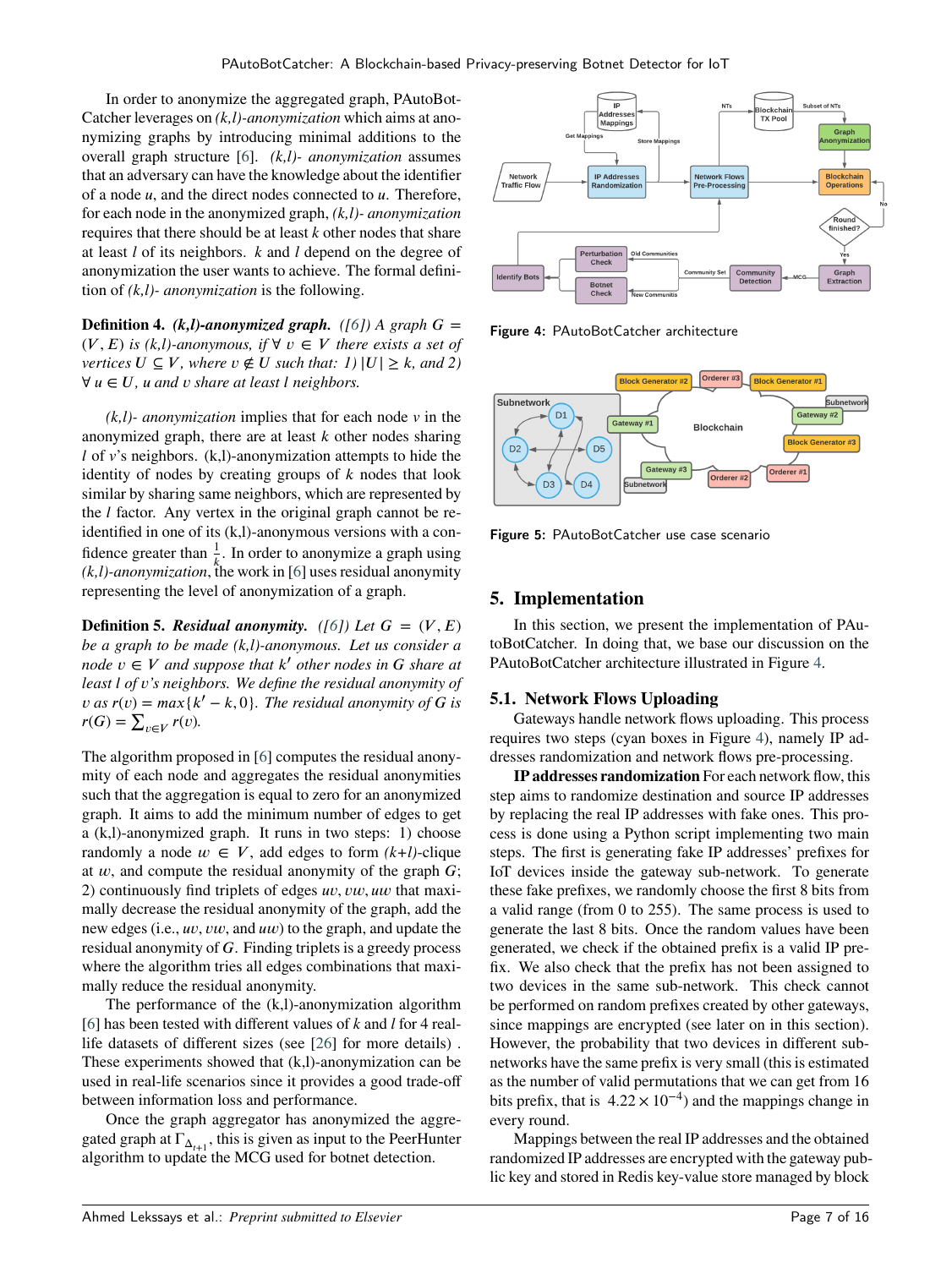In order to anonymize the aggregated graph, PAutoBotCatcher leverages on *(k,l)-anonymization* which aims at anonymizing graphs by introducing minimal additions to the overall graph structure [6]. *(k,l)- anonymization* assumes that an adversary can have the knowledge about the identifier of a node $u$, and the direct nodes connected to $u$. Therefore, for each node in the anonymized graph, *(k,l)- anonymization* requires that there should be at least $k$ other nodes that share at least $l$ of its neighbors. $k$ and $l$ depend on the degree of anonymization the user wants to achieve. The formal definition of *(k,l)- anonymization* is the following.

**Definition 4.** ***(k,l)-anonymized graph.*** *([6]) A graph $G = (V, E)$ is (k,l)-anonymous, if $\forall\ v \in V$ there exists a set of vertices $U \subseteq V$, where $v \notin U$ such that: 1) $|U| \geq k$, and 2) $\forall\ u \in U$, $u$ and $v$ share at least $l$ neighbors.*

*(k,l)- anonymization* implies that for each node $v$ in the anonymized graph, there are at least $k$ other nodes sharing $l$ of $v$'s neighbors. (k,l)-anonymization attempts to hide the identity of nodes by creating groups of $k$ nodes that look similar by sharing same neighbors, which are represented by the $l$ factor. Any vertex in the original graph cannot be re-identified in one of its (k,l)-anonymous versions with a confidence greater than $\frac{1}{k}$. In order to anonymize a graph using *(k,l)-anonymization*, the work in [6] uses residual anonymity representing the level of anonymization of a graph.

**Definition 5.** ***Residual anonymity.*** *([6]) Let $G = (V, E)$ be a graph to be made (k,l)-anonymous. Let us consider a node $v \in V$ and suppose that $k'$ other nodes in $G$ share at least $l$ of $v$'s neighbors. We define the residual anonymity of $v$ as $r(v) = max\{k' - k, 0\}$. The residual anonymity of $G$ is $r(G) = \sum_{v \in V} r(v)$.*

The algorithm proposed in [6] computes the residual anonymity of each node and aggregates the residual anonymities such that the aggregation is equal to zero for an anonymized graph. It aims to add the minimum number of edges to get a (k,l)-anonymized graph. It runs in two steps: 1) choose randomly a node $w \in V$, add edges to form *(k+l)*-clique at $w$, and compute the residual anonymity of the graph $G$; 2) continuously find triplets of edges $uv, vw, uw$ that maximally decrease the residual anonymity of the graph, add the new edges (i.e., $uv$, $vw$, and $uw$) to the graph, and update the residual anonymity of $G$. Finding triplets is a greedy process where the algorithm tries all edges combinations that maximally reduce the residual anonymity.

The performance of the (k,l)-anonymization algorithm [6] has been tested with different values of $k$ and $l$ for 4 real-life datasets of different sizes (see [26] for more details) . These experiments showed that (k,l)-anonymization can be used in real-life scenarios since it provides a good trade-off between information loss and performance.

Once the graph aggregator has anonymized the aggregated graph at $\Gamma_{\Delta_{t+1}}$, this is given as input to the PeerHunter algorithm to update the MCG used for botnet detection.

**Figure 4:** PAutoBotCatcher architecture

**Figure 5:** PAutoBotCatcher use case scenario

## 5. Implementation

In this section, we present the implementation of PAutoBotCatcher. In doing that, we base our discussion on the PAutoBotCatcher architecture illustrated in Figure 4.

### 5.1. Network Flows Uploading

Gateways handle network flows uploading. This process requires two steps (cyan boxes in Figure 4), namely IP addresses randomization and network flows pre-processing.

**IP addresses randomization** For each network flow, this step aims to randomize destination and source IP addresses by replacing the real IP addresses with fake ones. This process is done using a Python script implementing two main steps. The first is generating fake IP addresses' prefixes for IoT devices inside the gateway sub-network. To generate these fake prefixes, we randomly choose the first 8 bits from a valid range (from 0 to 255). The same process is used to generate the last 8 bits. Once the random values have been generated, we check if the obtained prefix is a valid IP prefix. We also check that the prefix has not been assigned to two devices in the same sub-network. This check cannot be performed on random prefixes created by other gateways, since mappings are encrypted (see later on in this section). However, the probability that two devices in different sub-networks have the same prefix is very small (this is estimated as the number of valid permutations that we can get from 16 bits prefix, that is $4.22 \times 10^{-4}$) and the mappings change in every round.

Mappings between the real IP addresses and the obtained randomized IP addresses are encrypted with the gateway public key and stored in Redis key-value store managed by block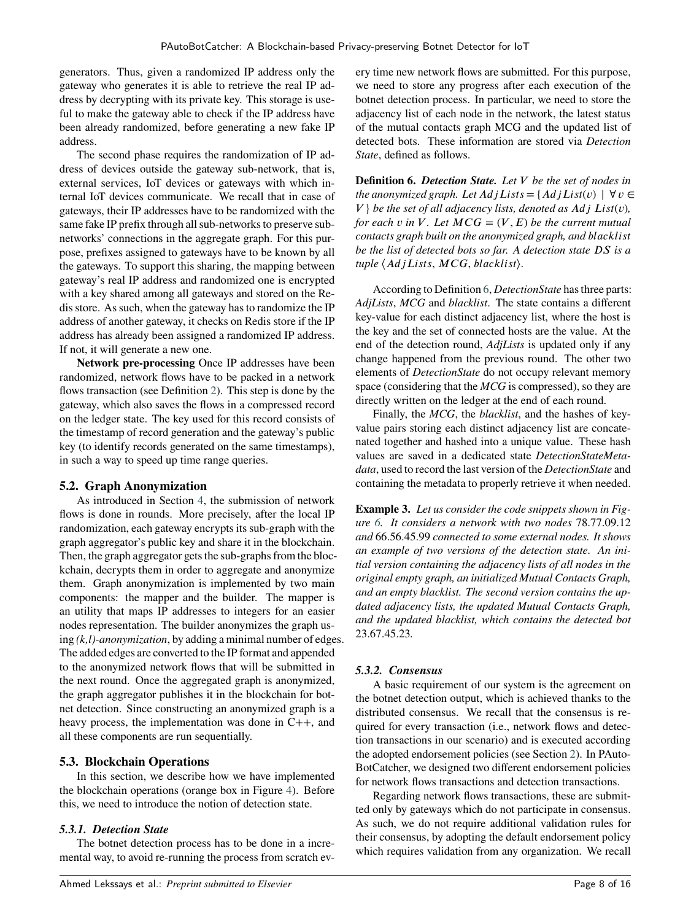generators. Thus, given a randomized IP address only the gateway who generates it is able to retrieve the real IP address by decrypting with its private key. This storage is useful to make the gateway able to check if the IP address have been already randomized, before generating a new fake IP address.

The second phase requires the randomization of IP address of devices outside the gateway sub-network, that is, external services, IoT devices or gateways with which internal IoT devices communicate. We recall that in case of gateways, their IP addresses have to be randomized with the same fake IP prefix through all sub-networks to preserve sub-networks' connections in the aggregate graph. For this purpose, prefixes assigned to gateways have to be known by all the gateways. To support this sharing, the mapping between gateway's real IP address and randomized one is encrypted with a key shared among all gateways and stored on the Redis store. As such, when the gateway has to randomize the IP address of another gateway, it checks on Redis store if the IP address has already been assigned a randomized IP address. If not, it will generate a new one.

**Network pre-processing** Once IP addresses have been randomized, network flows have to be packed in a network flows transaction (see Definition 2). This step is done by the gateway, which also saves the flows in a compressed record on the ledger state. The key used for this record consists of the timestamp of record generation and the gateway's public key (to identify records generated on the same timestamps), in such a way to speed up time range queries.

## 5.2. Graph Anonymization

As introduced in Section 4, the submission of network flows is done in rounds. More precisely, after the local IP randomization, each gateway encrypts its sub-graph with the graph aggregator's public key and share it in the blockchain. Then, the graph aggregator gets the sub-graphs from the blockchain, decrypts them in order to aggregate and anonymize them. Graph anonymization is implemented by two main components: the mapper and the builder. The mapper is an utility that maps IP addresses to integers for an easier nodes representation. The builder anonymizes the graph using *(k,l)-anonymization*, by adding a minimal number of edges. The added edges are converted to the IP format and appended to the anonymized network flows that will be submitted in the next round. Once the aggregated graph is anonymized, the graph aggregator publishes it in the blockchain for botnet detection. Since constructing an anonymized graph is a heavy process, the implementation was done in C++, and all these components are run sequentially.

## 5.3. Blockchain Operations

In this section, we describe how we have implemented the blockchain operations (orange box in Figure 4). Before this, we need to introduce the notion of detection state.

### 5.3.1. Detection State

The botnet detection process has to be done in a incremental way, to avoid re-running the process from scratch every time new network flows are submitted. For this purpose, we need to store any progress after each execution of the botnet detection process. In particular, we need to store the adjacency list of each node in the network, the latest status of the mutual contacts graph MCG and the updated list of detected bots. These information are stored via *Detection State*, defined as follows.

**Definition 6.** ***Detection State.*** *Let $V$ be the set of nodes in the anonymized graph. Let $AdjLists = \{AdjList(v) \mid \forall v \in V\}$ be the set of all adjacency lists, denoted as $Adj\ List(v)$, for each $v$ in $V$. Let $MCG = (V, E)$ be the current mutual contacts graph built on the anonymized graph, and $blacklist$ be the list of detected bots so far. A detection state $DS$ is a tuple $\langle AdjLists, MCG, blacklist \rangle$.*

According to Definition 6, *DetectionState* has three parts: *AdjLists*, *MCG* and *blacklist*. The state contains a different key-value for each distinct adjacency list, where the host is the key and the set of connected hosts are the value. At the end of the detection round, *AdjLists* is updated only if any change happened from the previous round. The other two elements of *DetectionState* do not occupy relevant memory space (considering that the *MCG* is compressed), so they are directly written on the ledger at the end of each round.

Finally, the *MCG*, the *blacklist*, and the hashes of key-value pairs storing each distinct adjacency list are concatenated together and hashed into a unique value. These hash values are saved in a dedicated state *DetectionStateMetadata*, used to record the last version of the *DetectionState* and containing the metadata to properly retrieve it when needed.

**Example 3.** *Let us consider the code snippets shown in Figure 6. It considers a network with two nodes* 78.77.09.12 *and* 66.56.45.99 *connected to some external nodes. It shows an example of two versions of the detection state. An initial version containing the adjacency lists of all nodes in the original empty graph, an initialized Mutual Contacts Graph, and an empty blacklist. The second version contains the updated adjacency lists, the updated Mutual Contacts Graph, and the updated blacklist, which contains the detected bot* 23.67.45.23*.*

### 5.3.2. Consensus

A basic requirement of our system is the agreement on the botnet detection output, which is achieved thanks to the distributed consensus. We recall that the consensus is required for every transaction (i.e., network flows and detection transactions in our scenario) and is executed according the adopted endorsement policies (see Section 2). In PAutoBotCatcher, we designed two different endorsement policies for network flows transactions and detection transactions.

Regarding network flows transactions, these are submitted only by gateways which do not participate in consensus. As such, we do not require additional validation rules for their consensus, by adopting the default endorsement policy which requires validation from any organization. We recall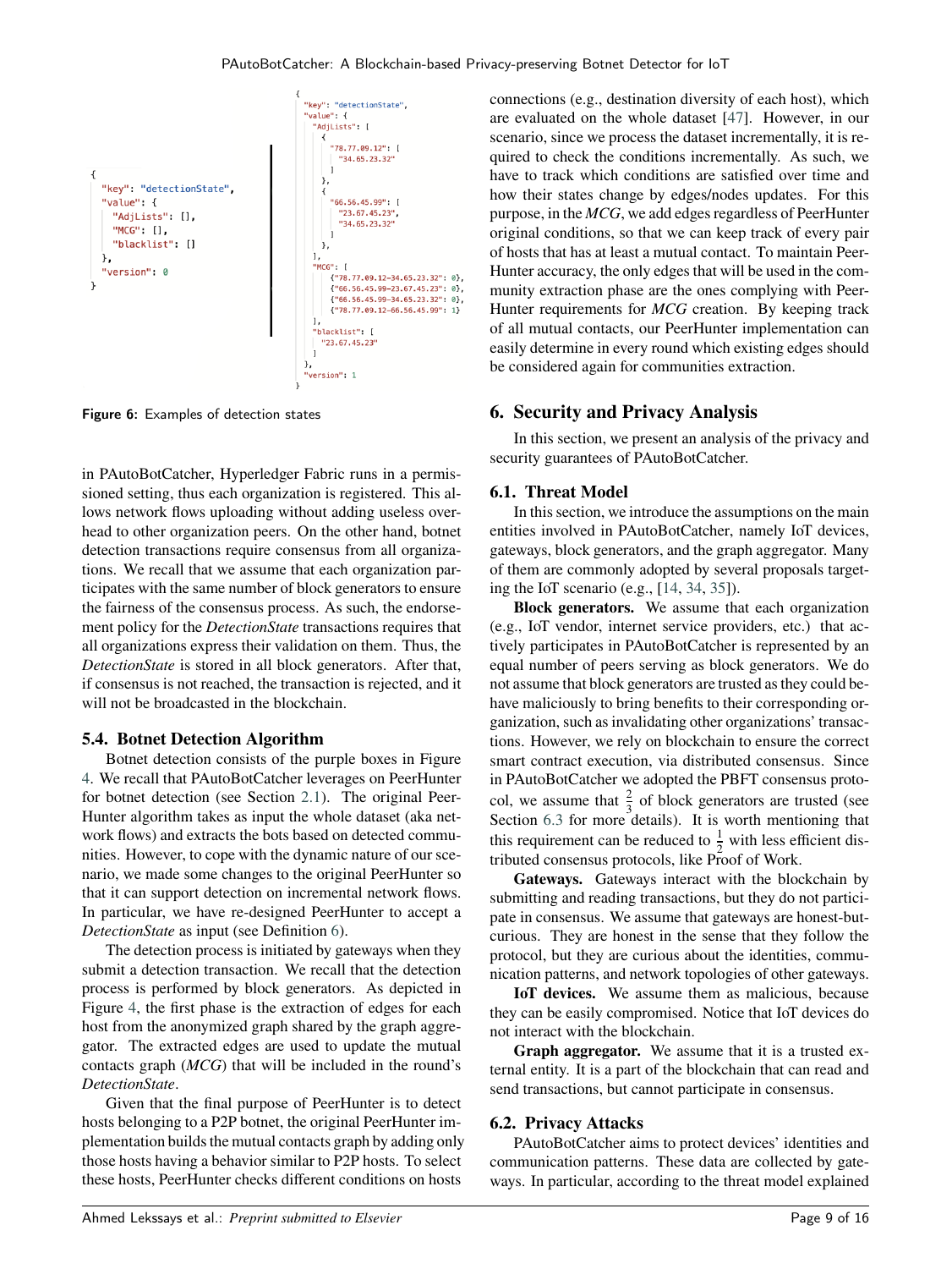```
{
  "key": "detectionState",
  "value": {
    "AdjLists": [],
    "MCG": [],
    "blacklist": []
  },
  "version": 0
}
```

```
{
  "key": "detectionState",
  "value": {
    "AdjLists": [
      {
        "78.77.09.12": [
          "34.65.23.32"
        ]
      },
      {
        "66.56.45.99": [
          "23.67.45.23",
          "34.65.23.32"
        ]
      },
    ],
    "MCG": [
        {"78.77.09.12-34.65.23.32": 0},
        {"66.56.45.99-23.67.45.23": 0},
        {"66.56.45.99-34.65.23.32": 0},
        {"78.77.09.12-66.56.45.99": 1}
    ],
    "blacklist": [
      "23.67.45.23"
    ]
  },
  "version": 1
}
```

**Figure 6:** Examples of detection states

in PAutoBotCatcher, Hyperledger Fabric runs in a permissioned setting, thus each organization is registered. This allows network flows uploading without adding useless overhead to other organization peers. On the other hand, botnet detection transactions require consensus from all organizations. We recall that we assume that each organization participates with the same number of block generators to ensure the fairness of the consensus process. As such, the endorsement policy for the *DetectionState* transactions requires that all organizations express their validation on them. Thus, the *DetectionState* is stored in all block generators. After that, if consensus is not reached, the transaction is rejected, and it will not be broadcasted in the blockchain.

### 5.4. Botnet Detection Algorithm

Botnet detection consists of the purple boxes in Figure 4. We recall that PAutoBotCatcher leverages on PeerHunter for botnet detection (see Section 2.1). The original PeerHunter algorithm takes as input the whole dataset (aka network flows) and extracts the bots based on detected communities. However, to cope with the dynamic nature of our scenario, we made some changes to the original PeerHunter so that it can support detection on incremental network flows. In particular, we have re-designed PeerHunter to accept a *DetectionState* as input (see Definition 6).

The detection process is initiated by gateways when they submit a detection transaction. We recall that the detection process is performed by block generators. As depicted in Figure 4, the first phase is the extraction of edges for each host from the anonymized graph shared by the graph aggregator. The extracted edges are used to update the mutual contacts graph (*MCG*) that will be included in the round's *DetectionState*.

Given that the final purpose of PeerHunter is to detect hosts belonging to a P2P botnet, the original PeerHunter implementation builds the mutual contacts graph by adding only those hosts having a behavior similar to P2P hosts. To select these hosts, PeerHunter checks different conditions on hosts connections (e.g., destination diversity of each host), which are evaluated on the whole dataset [47]. However, in our scenario, since we process the dataset incrementally, it is required to check the conditions incrementally. As such, we have to track which conditions are satisfied over time and how their states change by edges/nodes updates. For this purpose, in the *MCG*, we add edges regardless of PeerHunter original conditions, so that we can keep track of every pair of hosts that has at least a mutual contact. To maintain PeerHunter accuracy, the only edges that will be used in the community extraction phase are the ones complying with PeerHunter requirements for *MCG* creation. By keeping track of all mutual contacts, our PeerHunter implementation can easily determine in every round which existing edges should be considered again for communities extraction.

## 6. Security and Privacy Analysis

In this section, we present an analysis of the privacy and security guarantees of PAutoBotCatcher.

### 6.1. Threat Model

In this section, we introduce the assumptions on the main entities involved in PAutoBotCatcher, namely IoT devices, gateways, block generators, and the graph aggregator. Many of them are commonly adopted by several proposals targeting the IoT scenario (e.g., [14, 34, 35]).

**Block generators.** We assume that each organization (e.g., IoT vendor, internet service providers, etc.) that actively participates in PAutoBotCatcher is represented by an equal number of peers serving as block generators. We do not assume that block generators are trusted as they could behave maliciously to bring benefits to their corresponding organization, such as invalidating other organizations' transactions. However, we rely on blockchain to ensure the correct smart contract execution, via distributed consensus. Since in PAutoBotCatcher we adopted the PBFT consensus protocol, we assume that $\frac{2}{3}$ of block generators are trusted (see Section 6.3 for more details). It is worth mentioning that this requirement can be reduced to $\frac{1}{2}$ with less efficient distributed consensus protocols, like Proof of Work.

**Gateways.** Gateways interact with the blockchain by submitting and reading transactions, but they do not participate in consensus. We assume that gateways are honest-but-curious. They are honest in the sense that they follow the protocol, but they are curious about the identities, communication patterns, and network topologies of other gateways.

**IoT devices.** We assume them as malicious, because they can be easily compromised. Notice that IoT devices do not interact with the blockchain.

**Graph aggregator.** We assume that it is a trusted external entity. It is a part of the blockchain that can read and send transactions, but cannot participate in consensus.

### 6.2. Privacy Attacks

PAutoBotCatcher aims to protect devices' identities and communication patterns. These data are collected by gateways. In particular, according to the threat model explained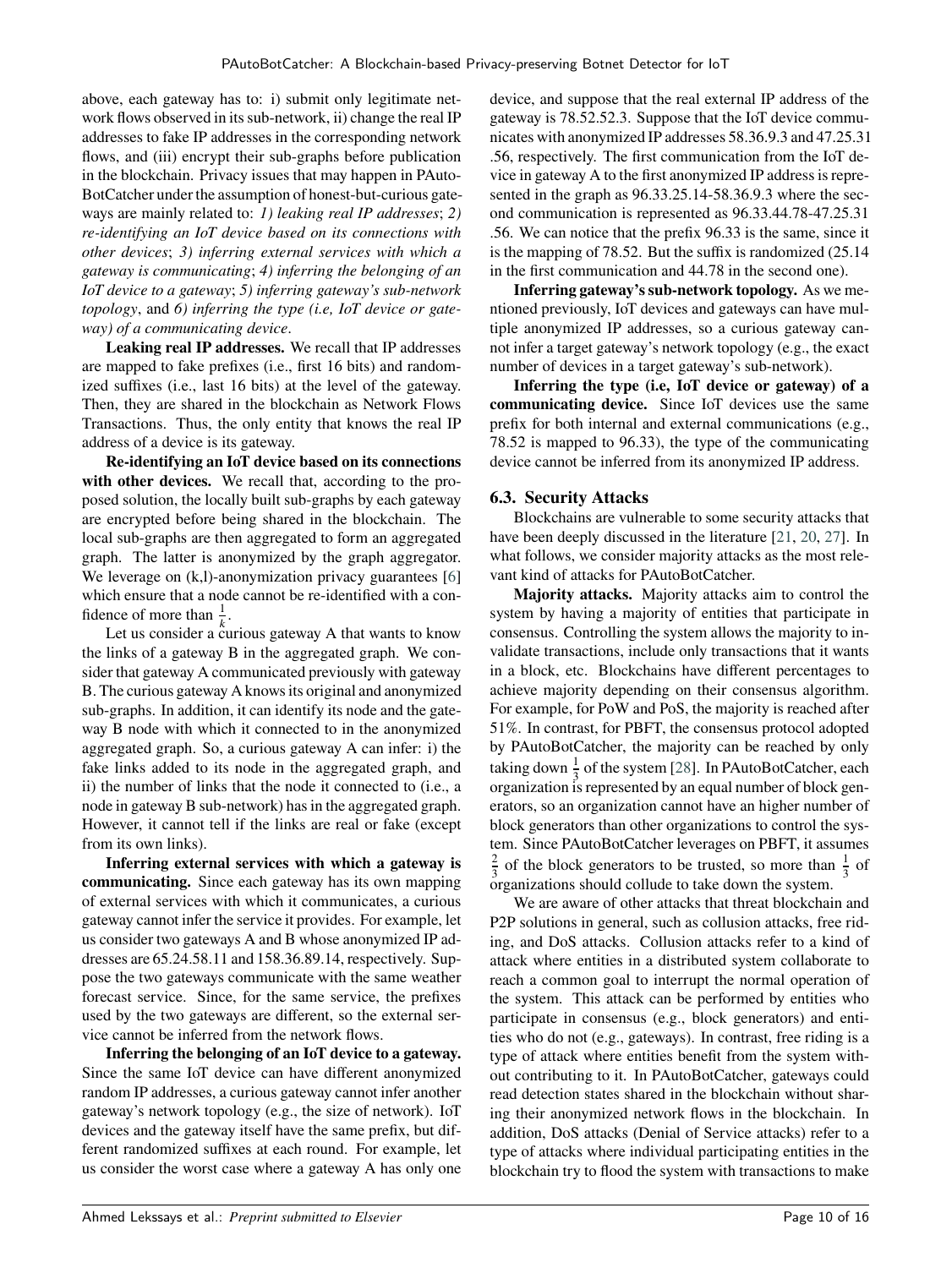above, each gateway has to: i) submit only legitimate network flows observed in its sub-network, ii) change the real IP addresses to fake IP addresses in the corresponding network flows, and (iii) encrypt their sub-graphs before publication in the blockchain. Privacy issues that may happen in PAutoBotCatcher under the assumption of honest-but-curious gateways are mainly related to: *1) leaking real IP addresses*; *2) re-identifying an IoT device based on its connections with other devices*; *3) inferring external services with which a gateway is communicating*; *4) inferring the belonging of an IoT device to a gateway*; *5) inferring gateway's sub-network topology*, and *6) inferring the type (i.e, IoT device or gateway) of a communicating device*.

**Leaking real IP addresses.** We recall that IP addresses are mapped to fake prefixes (i.e., first 16 bits) and randomized suffixes (i.e., last 16 bits) at the level of the gateway. Then, they are shared in the blockchain as Network Flows Transactions. Thus, the only entity that knows the real IP address of a device is its gateway.

**Re-identifying an IoT device based on its connections with other devices.** We recall that, according to the proposed solution, the locally built sub-graphs by each gateway are encrypted before being shared in the blockchain. The local sub-graphs are then aggregated to form an aggregated graph. The latter is anonymized by the graph aggregator. We leverage on (k,l)-anonymization privacy guarantees [6] which ensure that a node cannot be re-identified with a confidence of more than $\frac{1}{k}$.

Let us consider a curious gateway A that wants to know the links of a gateway B in the aggregated graph. We consider that gateway A communicated previously with gateway B. The curious gateway A knows its original and anonymized sub-graphs. In addition, it can identify its node and the gateway B node with which it connected to in the anonymized aggregated graph. So, a curious gateway A can infer: i) the fake links added to its node in the aggregated graph, and ii) the number of links that the node it connected to (i.e., a node in gateway B sub-network) has in the aggregated graph. However, it cannot tell if the links are real or fake (except from its own links).

**Inferring external services with which a gateway is communicating.** Since each gateway has its own mapping of external services with which it communicates, a curious gateway cannot infer the service it provides. For example, let us consider two gateways A and B whose anonymized IP addresses are 65.24.58.11 and 158.36.89.14, respectively. Suppose the two gateways communicate with the same weather forecast service. Since, for the same service, the prefixes used by the two gateways are different, so the external service cannot be inferred from the network flows.

**Inferring the belonging of an IoT device to a gateway.** Since the same IoT device can have different anonymized random IP addresses, a curious gateway cannot infer another gateway's network topology (e.g., the size of network). IoT devices and the gateway itself have the same prefix, but different randomized suffixes at each round. For example, let us consider the worst case where a gateway A has only one device, and suppose that the real external IP address of the gateway is 78.52.52.3. Suppose that the IoT device communicates with anonymized IP addresses 58.36.9.3 and 47.25.31 .56, respectively. The first communication from the IoT device in gateway A to the first anonymized IP address is represented in the graph as 96.33.25.14-58.36.9.3 where the second communication is represented as 96.33.44.78-47.25.31 .56. We can notice that the prefix 96.33 is the same, since it is the mapping of 78.52. But the suffix is randomized (25.14 in the first communication and 44.78 in the second one).

**Inferring gateway's sub-network topology.** As we mentioned previously, IoT devices and gateways can have multiple anonymized IP addresses, so a curious gateway cannot infer a target gateway's network topology (e.g., the exact number of devices in a target gateway's sub-network).

**Inferring the type (i.e, IoT device or gateway) of a communicating device.** Since IoT devices use the same prefix for both internal and external communications (e.g., 78.52 is mapped to 96.33), the type of the communicating device cannot be inferred from its anonymized IP address.

### 6.3. Security Attacks

Blockchains are vulnerable to some security attacks that have been deeply discussed in the literature [21, 20, 27]. In what follows, we consider majority attacks as the most relevant kind of attacks for PAutoBotCatcher.

**Majority attacks.** Majority attacks aim to control the system by having a majority of entities that participate in consensus. Controlling the system allows the majority to invalidate transactions, include only transactions that it wants in a block, etc. Blockchains have different percentages to achieve majority depending on their consensus algorithm. For example, for PoW and PoS, the majority is reached after 51%. In contrast, for PBFT, the consensus protocol adopted by PAutoBotCatcher, the majority can be reached by only taking down $\frac{1}{3}$ of the system [28]. In PAutoBotCatcher, each organization is represented by an equal number of block generators, so an organization cannot have an higher number of block generators than other organizations to control the system. Since PAutoBotCatcher leverages on PBFT, it assumes $\frac{2}{3}$ of the block generators to be trusted, so more than $\frac{1}{3}$ of organizations should collude to take down the system.

We are aware of other attacks that threat blockchain and P2P solutions in general, such as collusion attacks, free riding, and DoS attacks. Collusion attacks refer to a kind of attack where entities in a distributed system collaborate to reach a common goal to interrupt the normal operation of the system. This attack can be performed by entities who participate in consensus (e.g., block generators) and entities who do not (e.g., gateways). In contrast, free riding is a type of attack where entities benefit from the system without contributing to it. In PAutoBotCatcher, gateways could read detection states shared in the blockchain without sharing their anonymized network flows in the blockchain. In addition, DoS attacks (Denial of Service attacks) refer to a type of attacks where individual participating entities in the blockchain try to flood the system with transactions to make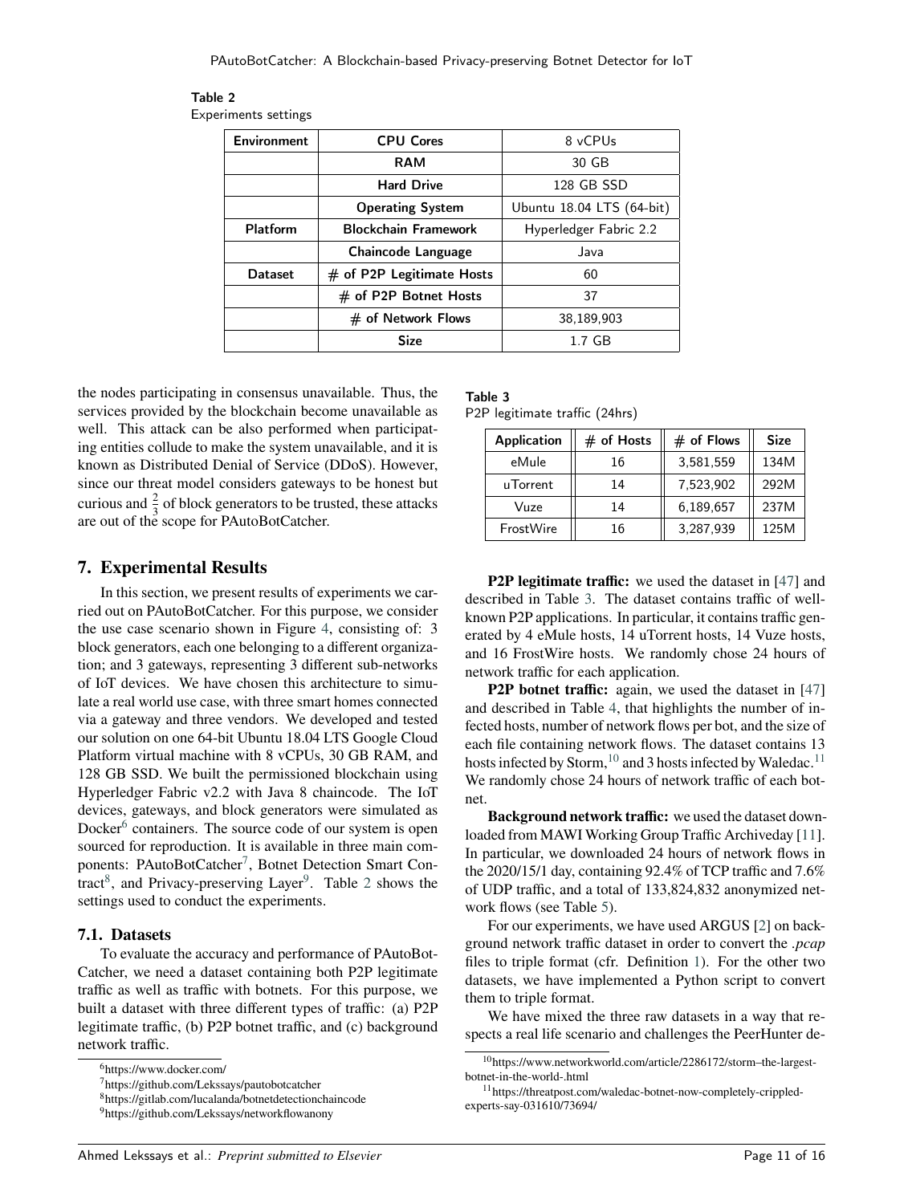**Table 2**
Experiments settings

| Environment | CPU Cores | 8 vCPUs |
|---|---|---|
| | RAM | 30 GB |
| | Hard Drive | 128 GB SSD |
| | Operating System | Ubuntu 18.04 LTS (64-bit) |
| Platform | Blockchain Framework | Hyperledger Fabric 2.2 |
| | Chaincode Language | Java |
| Dataset | # of P2P Legitimate Hosts | 60 |
| | # of P2P Botnet Hosts | 37 |
| | # of Network Flows | 38,189,903 |
| | Size | 1.7 GB |

the nodes participating in consensus unavailable. Thus, the services provided by the blockchain become unavailable as well. This attack can be also performed when participating entities collude to make the system unavailable, and it is known as Distributed Denial of Service (DDoS). However, since our threat model considers gateways to be honest but curious and $\frac{2}{3}$ of block generators to be trusted, these attacks are out of the scope for PAutoBotCatcher.

## 7. Experimental Results

In this section, we present results of experiments we carried out on PAutoBotCatcher. For this purpose, we consider the use case scenario shown in Figure 4, consisting of: 3 block generators, each one belonging to a different organization; and 3 gateways, representing 3 different sub-networks of IoT devices. We have chosen this architecture to simulate a real world use case, with three smart homes connected via a gateway and three vendors. We developed and tested our solution on one 64-bit Ubuntu 18.04 LTS Google Cloud Platform virtual machine with 8 vCPUs, 30 GB RAM, and 128 GB SSD. We built the permissioned blockchain using Hyperledger Fabric v2.2 with Java 8 chaincode. The IoT devices, gateways, and block generators were simulated as Docker[6] containers. The source code of our system is open sourced for reproduction. It is available in three main components: PAutoBotCatcher[7], Botnet Detection Smart Contract[8], and Privacy-preserving Layer[9]. Table 2 shows the settings used to conduct the experiments.

### 7.1. Datasets

To evaluate the accuracy and performance of PAutoBotCatcher, we need a dataset containing both P2P legitimate traffic as well as traffic with botnets. For this purpose, we built a dataset with three different types of traffic: (a) P2P legitimate traffic, (b) P2P botnet traffic, and (c) background network traffic.

[6]https://www.docker.com/

[7]https://github.com/Lekssays/pautobotcatcher

[8]https://gitlab.com/lucalanda/botnetdetectionchaincode

[9]https://github.com/Lekssays/networkflowanony

**Table 3**
P2P legitimate traffic (24hrs)

| Application | # of Hosts | # of Flows | Size |
|---|---|---|---|
| eMule | 16 | 3,581,559 | 134M |
| uTorrent | 14 | 7,523,902 | 292M |
| Vuze | 14 | 6,189,657 | 237M |
| FrostWire | 16 | 3,287,939 | 125M |

**P2P legitimate traffic:** we used the dataset in [47] and described in Table 3. The dataset contains traffic of well-known P2P applications. In particular, it contains traffic generated by 4 eMule hosts, 14 uTorrent hosts, 14 Vuze hosts, and 16 FrostWire hosts. We randomly chose 24 hours of network traffic for each application.

**P2P botnet traffic:** again, we used the dataset in [47] and described in Table 4, that highlights the number of infected hosts, number of network flows per bot, and the size of each file containing network flows. The dataset contains 13 hosts infected by Storm,[10] and 3 hosts infected by Waledac.[11] We randomly chose 24 hours of network traffic of each botnet.

**Background network traffic:** we used the dataset downloaded from MAWI Working Group Traffic Archiveday [11]. In particular, we downloaded 24 hours of network flows in the 2020/15/1 day, containing 92.4% of TCP traffic and 7.6% of UDP traffic, and a total of 133,824,832 anonymized network flows (see Table 5).

For our experiments, we have used ARGUS [2] on background network traffic dataset in order to convert the *.pcap* files to triple format (cfr. Definition 1). For the other two datasets, we have implemented a Python script to convert them to triple format.

We have mixed the three raw datasets in a way that respects a real life scenario and challenges the PeerHunter de-

[10]https://www.networkworld.com/article/2286172/storm–the-largest-botnet-in-the-world-.html

[11]https://threatpost.com/waledac-botnet-now-completely-crippled-experts-say-031610/73694/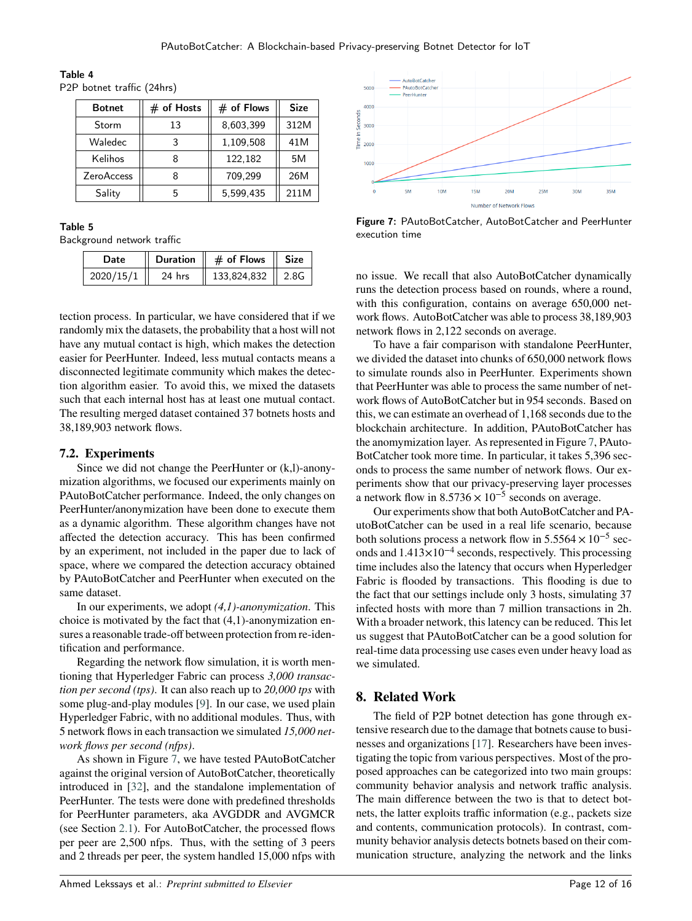**Table 4**
P2P botnet traffic (24hrs)

| Botnet | # of Hosts | # of Flows | Size |
|---|---|---|---|
| Storm | 13 | 8,603,399 | 312M |
| Waledec | 3 | 1,109,508 | 41M |
| Kelihos | 8 | 122,182 | 5M |
| ZeroAccess | 8 | 709,299 | 26M |
| Sality | 5 | 5,599,435 | 211M |

**Table 5**
Background network traffic

| Date | Duration | # of Flows | Size |
|---|---|---|---|
| 2020/15/1 | 24 hrs | 133,824,832 | 2.8G |

tection process. In particular, we have considered that if we randomly mix the datasets, the probability that a host will not have any mutual contact is high, which makes the detection easier for PeerHunter. Indeed, less mutual contacts means a disconnected legitimate community which makes the detection algorithm easier. To avoid this, we mixed the datasets such that each internal host has at least one mutual contact. The resulting merged dataset contained 37 botnets hosts and 38,189,903 network flows.

## 7.2. Experiments

Since we did not change the PeerHunter or (k,l)-anonymization algorithms, we focused our experiments mainly on PAutoBotCatcher performance. Indeed, the only changes on PeerHunter/anonymization have been done to execute them as a dynamic algorithm. These algorithm changes have not affected the detection accuracy. This has been confirmed by an experiment, not included in the paper due to lack of space, where we compared the detection accuracy obtained by PAutoBotCatcher and PeerHunter when executed on the same dataset.

In our experiments, we adopt *(4,1)-anonymization*. This choice is motivated by the fact that (4,1)-anonymization ensures a reasonable trade-off between protection from re-identification and performance.

Regarding the network flow simulation, it is worth mentioning that Hyperledger Fabric can process *3,000 transaction per second (tps)*. It can also reach up to *20,000 tps* with some plug-and-play modules [9]. In our case, we used plain Hyperledger Fabric, with no additional modules. Thus, with 5 network flows in each transaction we simulated *15,000 network flows per second (nfps)*.

As shown in Figure 7, we have tested PAutoBotCatcher against the original version of AutoBotCatcher, theoretically introduced in [32], and the standalone implementation of PeerHunter. The tests were done with predefined thresholds for PeerHunter parameters, aka AVGDDR and AVGMCR (see Section 2.1). For AutoBotCatcher, the processed flows per peer are 2,500 nfps. Thus, with the setting of 3 peers and 2 threads per peer, the system handled 15,000 nfps with

Figure 7: PAutoBotCatcher, AutoBotCatcher and PeerHunter execution time

no issue. We recall that also AutoBotCatcher dynamically runs the detection process based on rounds, where a round, with this configuration, contains on average 650,000 network flows. AutoBotCatcher was able to process 38,189,903 network flows in 2,122 seconds on average.

To have a fair comparison with standalone PeerHunter, we divided the dataset into chunks of 650,000 network flows to simulate rounds also in PeerHunter. Experiments shown that PeerHunter was able to process the same number of network flows of AutoBotCatcher but in 954 seconds. Based on this, we can estimate an overhead of 1,168 seconds due to the blockchain architecture. In addition, PAutoBotCatcher has the anomymization layer. As represented in Figure 7, PAutoBotCatcher took more time. In particular, it takes 5,396 seconds to process the same number of network flows. Our experiments show that our privacy-preserving layer processes a network flow in $8.5736 \times 10^{-5}$ seconds on average.

Our experiments show that both AutoBotCatcher and PAutoBotCatcher can be used in a real life scenario, because both solutions process a network flow in $5.5564 \times 10^{-5}$ seconds and $1.413 \times 10^{-4}$ seconds, respectively. This processing time includes also the latency that occurs when Hyperledger Fabric is flooded by transactions. This flooding is due to the fact that our settings include only 3 hosts, simulating 37 infected hosts with more than 7 million transactions in 2h. With a broader network, this latency can be reduced. This let us suggest that PAutoBotCatcher can be a good solution for real-time data processing use cases even under heavy load as we simulated.

# 8. Related Work

The field of P2P botnet detection has gone through extensive research due to the damage that botnets cause to businesses and organizations [17]. Researchers have been investigating the topic from various perspectives. Most of the proposed approaches can be categorized into two main groups: community behavior analysis and network traffic analysis. The main difference between the two is that to detect botnets, the latter exploits traffic information (e.g., packets size and contents, communication protocols). In contrast, community behavior analysis detects botnets based on their communication structure, analyzing the network and the links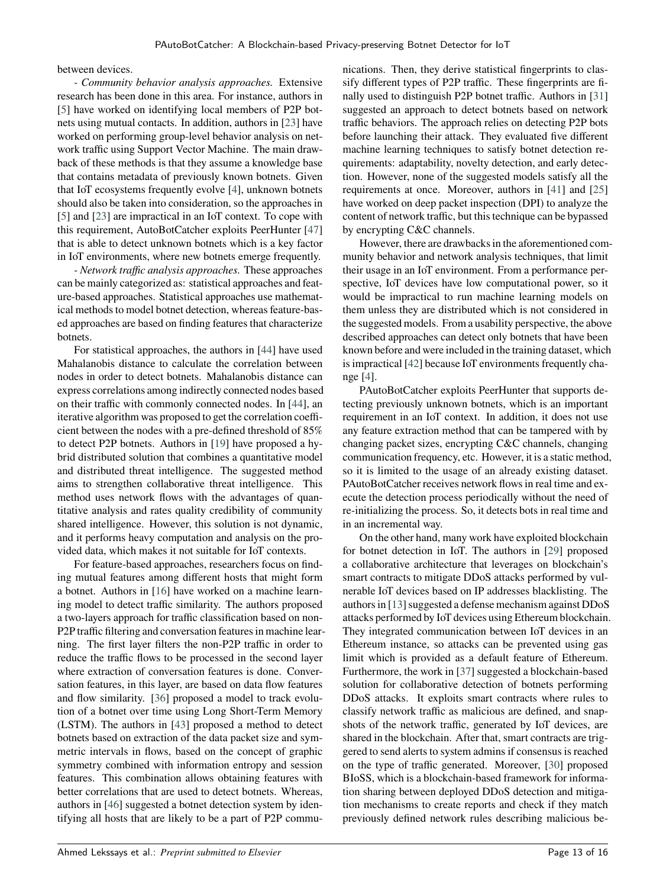between devices.

- *Community behavior analysis approaches.* Extensive research has been done in this area. For instance, authors in [5] have worked on identifying local members of P2P botnets using mutual contacts. In addition, authors in [23] have worked on performing group-level behavior analysis on network traffic using Support Vector Machine. The main drawback of these methods is that they assume a knowledge base that contains metadata of previously known botnets. Given that IoT ecosystems frequently evolve [4], unknown botnets should also be taken into consideration, so the approaches in [5] and [23] are impractical in an IoT context. To cope with this requirement, AutoBotCatcher exploits PeerHunter [47] that is able to detect unknown botnets which is a key factor in IoT environments, where new botnets emerge frequently.

- *Network traffic analysis approaches.* These approaches can be mainly categorized as: statistical approaches and feature-based approaches. Statistical approaches use mathematical methods to model botnet detection, whereas feature-based approaches are based on finding features that characterize botnets.

For statistical approaches, the authors in [44] have used Mahalanobis distance to calculate the correlation between nodes in order to detect botnets. Mahalanobis distance can express correlations among indirectly connected nodes based on their traffic with commonly connected nodes. In [44], an iterative algorithm was proposed to get the correlation coefficient between the nodes with a pre-defined threshold of 85% to detect P2P botnets. Authors in [19] have proposed a hybrid distributed solution that combines a quantitative model and distributed threat intelligence. The suggested method aims to strengthen collaborative threat intelligence. This method uses network flows with the advantages of quantitative analysis and rates quality credibility of community shared intelligence. However, this solution is not dynamic, and it performs heavy computation and analysis on the provided data, which makes it not suitable for IoT contexts.

For feature-based approaches, researchers focus on finding mutual features among different hosts that might form a botnet. Authors in [16] have worked on a machine learning model to detect traffic similarity. The authors proposed a two-layers approach for traffic classification based on non-P2P traffic filtering and conversation features in machine learning. The first layer filters the non-P2P traffic in order to reduce the traffic flows to be processed in the second layer where extraction of conversation features is done. Conversation features, in this layer, are based on data flow features and flow similarity. [36] proposed a model to track evolution of a botnet over time using Long Short-Term Memory (LSTM). The authors in [43] proposed a method to detect botnets based on extraction of the data packet size and symmetric intervals in flows, based on the concept of graphic symmetry combined with information entropy and session features. This combination allows obtaining features with better correlations that are used to detect botnets. Whereas, authors in [46] suggested a botnet detection system by identifying all hosts that are likely to be a part of P2P communications. Then, they derive statistical fingerprints to classify different types of P2P traffic. These fingerprints are finally used to distinguish P2P botnet traffic. Authors in [31] suggested an approach to detect botnets based on network traffic behaviors. The approach relies on detecting P2P bots before launching their attack. They evaluated five different machine learning techniques to satisfy botnet detection requirements: adaptability, novelty detection, and early detection. However, none of the suggested models satisfy all the requirements at once. Moreover, authors in [41] and [25] have worked on deep packet inspection (DPI) to analyze the content of network traffic, but this technique can be bypassed by encrypting C&C channels.

However, there are drawbacks in the aforementioned community behavior and network analysis techniques, that limit their usage in an IoT environment. From a performance perspective, IoT devices have low computational power, so it would be impractical to run machine learning models on them unless they are distributed which is not considered in the suggested models. From a usability perspective, the above described approaches can detect only botnets that have been known before and were included in the training dataset, which is impractical [42] because IoT environments frequently change [4].

PAutoBotCatcher exploits PeerHunter that supports detecting previously unknown botnets, which is an important requirement in an IoT context. In addition, it does not use any feature extraction method that can be tampered with by changing packet sizes, encrypting C&C channels, changing communication frequency, etc. However, it is a static method, so it is limited to the usage of an already existing dataset. PAutoBotCatcher receives network flows in real time and execute the detection process periodically without the need of re-initializing the process. So, it detects bots in real time and in an incremental way.

On the other hand, many work have exploited blockchain for botnet detection in IoT. The authors in [29] proposed a collaborative architecture that leverages on blockchain's smart contracts to mitigate DDoS attacks performed by vulnerable IoT devices based on IP addresses blacklisting. The authors in [13] suggested a defense mechanism against DDoS attacks performed by IoT devices using Ethereum blockchain. They integrated communication between IoT devices in an Ethereum instance, so attacks can be prevented using gas limit which is provided as a default feature of Ethereum. Furthermore, the work in [37] suggested a blockchain-based solution for collaborative detection of botnets performing DDoS attacks. It exploits smart contracts where rules to classify network traffic as malicious are defined, and snapshots of the network traffic, generated by IoT devices, are shared in the blockchain. After that, smart contracts are triggered to send alerts to system admins if consensus is reached on the type of traffic generated. Moreover, [30] proposed BIoSS, which is a blockchain-based framework for information sharing between deployed DDoS detection and mitigation mechanisms to create reports and check if they match previously defined network rules describing malicious be-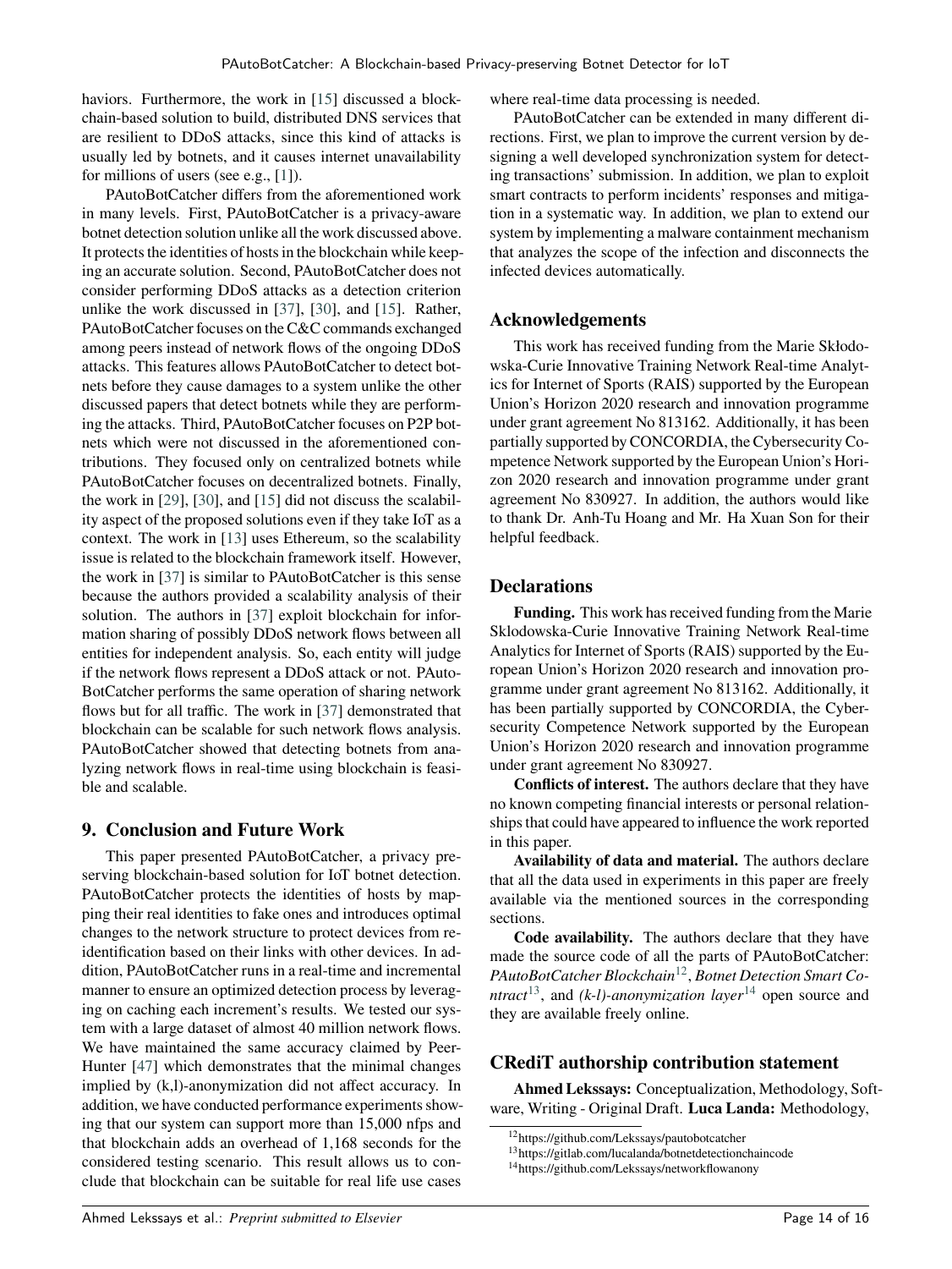haviors. Furthermore, the work in [15] discussed a blockchain-based solution to build, distributed DNS services that are resilient to DDoS attacks, since this kind of attacks is usually led by botnets, and it causes internet unavailability for millions of users (see e.g., [1]).

PAutoBotCatcher differs from the aforementioned work in many levels. First, PAutoBotCatcher is a privacy-aware botnet detection solution unlike all the work discussed above. It protects the identities of hosts in the blockchain while keeping an accurate solution. Second, PAutoBotCatcher does not consider performing DDoS attacks as a detection criterion unlike the work discussed in [37], [30], and [15]. Rather, PAutoBotCatcher focuses on the C&C commands exchanged among peers instead of network flows of the ongoing DDoS attacks. This features allows PAutoBotCatcher to detect botnets before they cause damages to a system unlike the other discussed papers that detect botnets while they are performing the attacks. Third, PAutoBotCatcher focuses on P2P botnets which were not discussed in the aforementioned contributions. They focused only on centralized botnets while PAutoBotCatcher focuses on decentralized botnets. Finally, the work in [29], [30], and [15] did not discuss the scalability aspect of the proposed solutions even if they take IoT as a context. The work in [13] uses Ethereum, so the scalability issue is related to the blockchain framework itself. However, the work in [37] is similar to PAutoBotCatcher is this sense because the authors provided a scalability analysis of their solution. The authors in [37] exploit blockchain for information sharing of possibly DDoS network flows between all entities for independent analysis. So, each entity will judge if the network flows represent a DDoS attack or not. PAutoBotCatcher performs the same operation of sharing network flows but for all traffic. The work in [37] demonstrated that blockchain can be scalable for such network flows analysis. PAutoBotCatcher showed that detecting botnets from analyzing network flows in real-time using blockchain is feasible and scalable.

## 9. Conclusion and Future Work

This paper presented PAutoBotCatcher, a privacy preserving blockchain-based solution for IoT botnet detection. PAutoBotCatcher protects the identities of hosts by mapping their real identities to fake ones and introduces optimal changes to the network structure to protect devices from reidentification based on their links with other devices. In addition, PAutoBotCatcher runs in a real-time and incremental manner to ensure an optimized detection process by leveraging on caching each increment's results. We tested our system with a large dataset of almost 40 million network flows. We have maintained the same accuracy claimed by PeerHunter [47] which demonstrates that the minimal changes implied by (k,l)-anonymization did not affect accuracy. In addition, we have conducted performance experiments showing that our system can support more than 15,000 nfps and that blockchain adds an overhead of 1,168 seconds for the considered testing scenario. This result allows us to conclude that blockchain can be suitable for real life use cases where real-time data processing is needed.

PAutoBotCatcher can be extended in many different directions. First, we plan to improve the current version by designing a well developed synchronization system for detecting transactions' submission. In addition, we plan to exploit smart contracts to perform incidents' responses and mitigation in a systematic way. In addition, we plan to extend our system by implementing a malware containment mechanism that analyzes the scope of the infection and disconnects the infected devices automatically.

## Acknowledgements

This work has received funding from the Marie Skłodowska-Curie Innovative Training Network Real-time Analytics for Internet of Sports (RAIS) supported by the European Union's Horizon 2020 research and innovation programme under grant agreement No 813162. Additionally, it has been partially supported by CONCORDIA, the Cybersecurity Competence Network supported by the European Union's Horizon 2020 research and innovation programme under grant agreement No 830927. In addition, the authors would like to thank Dr. Anh-Tu Hoang and Mr. Ha Xuan Son for their helpful feedback.

## Declarations

**Funding.** This work has received funding from the Marie Sklodowska-Curie Innovative Training Network Real-time Analytics for Internet of Sports (RAIS) supported by the European Union's Horizon 2020 research and innovation programme under grant agreement No 813162. Additionally, it has been partially supported by CONCORDIA, the Cybersecurity Competence Network supported by the European Union's Horizon 2020 research and innovation programme under grant agreement No 830927.

**Conflicts of interest.** The authors declare that they have no known competing financial interests or personal relationships that could have appeared to influence the work reported in this paper.

**Availability of data and material.** The authors declare that all the data used in experiments in this paper are freely available via the mentioned sources in the corresponding sections.

**Code availability.** The authors declare that they have made the source code of all the parts of PAutoBotCatcher: *PAutoBotCatcher Blockchain*[12], *Botnet Detection Smart Contract*[13], and *(k-l)-anonymization layer*[14] open source and they are available freely online.

## CRediT authorship contribution statement

**Ahmed Lekssays:** Conceptualization, Methodology, Software, Writing - Original Draft. **Luca Landa:** Methodology,

[12] https://github.com/Lekssays/pautobotcatcher

[13] https://gitlab.com/lucalanda/botnetdetectionchaincode

[14] https://github.com/Lekssays/networkflowanony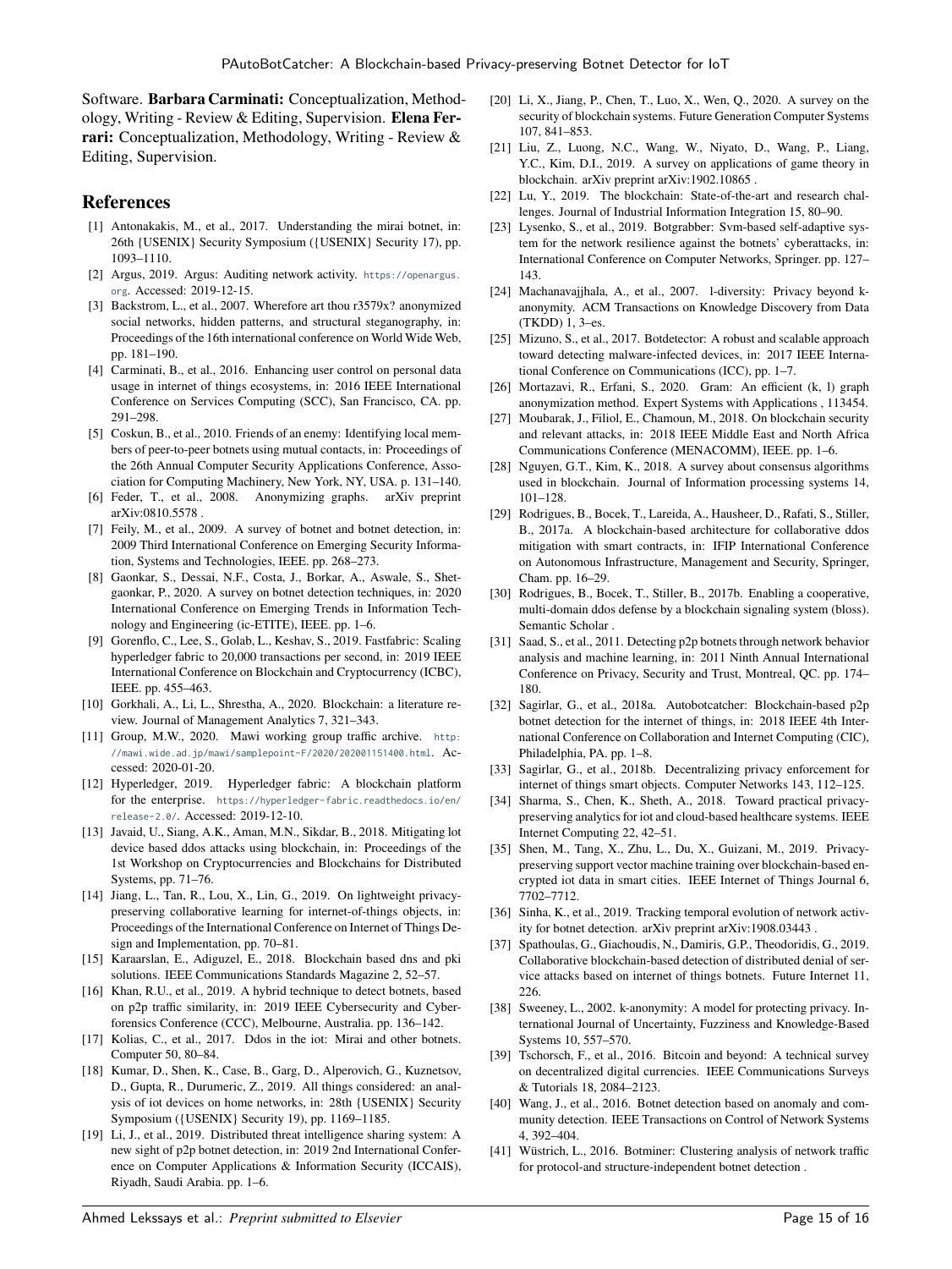Software. **Barbara Carminati:** Conceptualization, Methodology, Writing - Review & Editing, Supervision. **Elena Ferrari:** Conceptualization, Methodology, Writing - Review & Editing, Supervision.

## References

[1] Antonakakis, M., et al., 2017. Understanding the mirai botnet, in: 26th {USENIX} Security Symposium ({USENIX} Security 17), pp. 1093–1110.

[2] Argus, 2019. Argus: Auditing network activity. https://openargus.org. Accessed: 2019-12-15.

[3] Backstrom, L., et al., 2007. Wherefore art thou r3579x? anonymized social networks, hidden patterns, and structural steganography, in: Proceedings of the 16th international conference on World Wide Web, pp. 181–190.

[4] Carminati, B., et al., 2016. Enhancing user control on personal data usage in internet of things ecosystems, in: 2016 IEEE International Conference on Services Computing (SCC), San Francisco, CA. pp. 291–298.

[5] Coskun, B., et al., 2010. Friends of an enemy: Identifying local members of peer-to-peer botnets using mutual contacts, in: Proceedings of the 26th Annual Computer Security Applications Conference, Association for Computing Machinery, New York, NY, USA. p. 131–140.

[6] Feder, T., et al., 2008. Anonymizing graphs. arXiv preprint arXiv:0810.5578 .

[7] Feily, M., et al., 2009. A survey of botnet and botnet detection, in: 2009 Third International Conference on Emerging Security Information, Systems and Technologies, IEEE. pp. 268–273.

[8] Gaonkar, S., Dessai, N.F., Costa, J., Borkar, A., Aswale, S., Shetgaonkar, P., 2020. A survey on botnet detection techniques, in: 2020 International Conference on Emerging Trends in Information Technology and Engineering (ic-ETITE), IEEE. pp. 1–6.

[9] Gorenflo, C., Lee, S., Golab, L., Keshav, S., 2019. Fastfabric: Scaling hyperledger fabric to 20,000 transactions per second, in: 2019 IEEE International Conference on Blockchain and Cryptocurrency (ICBC), IEEE. pp. 455–463.

[10] Gorkhali, A., Li, L., Shrestha, A., 2020. Blockchain: a literature review. Journal of Management Analytics 7, 321–343.

[11] Group, M.W., 2020. Mawi working group traffic archive. http://mawi.wide.ad.jp/mawi/samplepoint-F/2020/202001151400.html. Accessed: 2020-01-20.

[12] Hyperledger, 2019. Hyperledger fabric: A blockchain platform for the enterprise. https://hyperledger-fabric.readthedocs.io/en/release-2.0/. Accessed: 2019-12-10.

[13] Javaid, U., Siang, A.K., Aman, M.N., Sikdar, B., 2018. Mitigating lot device based ddos attacks using blockchain, in: Proceedings of the 1st Workshop on Cryptocurrencies and Blockchains for Distributed Systems, pp. 71–76.

[14] Jiang, L., Tan, R., Lou, X., Lin, G., 2019. On lightweight privacy-preserving collaborative learning for internet-of-things objects, in: Proceedings of the International Conference on Internet of Things Design and Implementation, pp. 70–81.

[15] Karaarslan, E., Adiguzel, E., 2018. Blockchain based dns and pki solutions. IEEE Communications Standards Magazine 2, 52–57.

[16] Khan, R.U., et al., 2019. A hybrid technique to detect botnets, based on p2p traffic similarity, in: 2019 IEEE Cybersecurity and Cyberforensics Conference (CCC), Melbourne, Australia. pp. 136–142.

[17] Kolias, C., et al., 2017. Ddos in the iot: Mirai and other botnets. Computer 50, 80–84.

[18] Kumar, D., Shen, K., Case, B., Garg, D., Alperovich, G., Kuznetsov, D., Gupta, R., Durumeric, Z., 2019. All things considered: an analysis of iot devices on home networks, in: 28th {USENIX} Security Symposium ({USENIX} Security 19), pp. 1169–1185.

[19] Li, J., et al., 2019. Distributed threat intelligence sharing system: A new sight of p2p botnet detection, in: 2019 2nd International Conference on Computer Applications & Information Security (ICCAIS), Riyadh, Saudi Arabia. pp. 1–6.

[20] Li, X., Jiang, P., Chen, T., Luo, X., Wen, Q., 2020. A survey on the security of blockchain systems. Future Generation Computer Systems 107, 841–853.

[21] Liu, Z., Luong, N.C., Wang, W., Niyato, D., Wang, P., Liang, Y.C., Kim, D.I., 2019. A survey on applications of game theory in blockchain. arXiv preprint arXiv:1902.10865 .

[22] Lu, Y., 2019. The blockchain: State-of-the-art and research challenges. Journal of Industrial Information Integration 15, 80–90.

[23] Lysenko, S., et al., 2019. Botgrabber: Svm-based self-adaptive system for the network resilience against the botnets' cyberattacks, in: International Conference on Computer Networks, Springer. pp. 127–143.

[24] Machanavajjhala, A., et al., 2007. l-diversity: Privacy beyond k-anonymity. ACM Transactions on Knowledge Discovery from Data (TKDD) 1, 3–es.

[25] Mizuno, S., et al., 2017. Botdetector: A robust and scalable approach toward detecting malware-infected devices, in: 2017 IEEE International Conference on Communications (ICC), pp. 1–7.

[26] Mortazavi, R., Erfani, S., 2020. Gram: An efficient (k, l) graph anonymization method. Expert Systems with Applications , 113454.

[27] Moubarak, J., Filiol, E., Chamoun, M., 2018. On blockchain security and relevant attacks, in: 2018 IEEE Middle East and North Africa Communications Conference (MENACOMM), IEEE. pp. 1–6.

[28] Nguyen, G.T., Kim, K., 2018. A survey about consensus algorithms used in blockchain. Journal of Information processing systems 14, 101–128.

[29] Rodrigues, B., Bocek, T., Lareida, A., Hausheer, D., Rafati, S., Stiller, B., 2017a. A blockchain-based architecture for collaborative ddos mitigation with smart contracts, in: IFIP International Conference on Autonomous Infrastructure, Management and Security, Springer, Cham. pp. 16–29.

[30] Rodrigues, B., Bocek, T., Stiller, B., 2017b. Enabling a cooperative, multi-domain ddos defense by a blockchain signaling system (bloss). Semantic Scholar .

[31] Saad, S., et al., 2011. Detecting p2p botnets through network behavior analysis and machine learning, in: 2011 Ninth Annual International Conference on Privacy, Security and Trust, Montreal, QC. pp. 174–180.

[32] Sagirlar, G., et al., 2018a. Autobotcatcher: Blockchain-based p2p botnet detection for the internet of things, in: 2018 IEEE 4th International Conference on Collaboration and Internet Computing (CIC), Philadelphia, PA. pp. 1–8.

[33] Sagirlar, G., et al., 2018b. Decentralizing privacy enforcement for internet of things smart objects. Computer Networks 143, 112–125.

[34] Sharma, S., Chen, K., Sheth, A., 2018. Toward practical privacy-preserving analytics for iot and cloud-based healthcare systems. IEEE Internet Computing 22, 42–51.

[35] Shen, M., Tang, X., Zhu, L., Du, X., Guizani, M., 2019. Privacy-preserving support vector machine training over blockchain-based encrypted iot data in smart cities. IEEE Internet of Things Journal 6, 7702–7712.

[36] Sinha, K., et al., 2019. Tracking temporal evolution of network activity for botnet detection. arXiv preprint arXiv:1908.03443 .

[37] Spathoulas, G., Giachoudis, N., Damiris, G.P., Theodoridis, G., 2019. Collaborative blockchain-based detection of distributed denial of service attacks based on internet of things botnets. Future Internet 11, 226.

[38] Sweeney, L., 2002. k-anonymity: A model for protecting privacy. International Journal of Uncertainty, Fuzziness and Knowledge-Based Systems 10, 557–570.

[39] Tschorsch, F., et al., 2016. Bitcoin and beyond: A technical survey on decentralized digital currencies. IEEE Communications Surveys & Tutorials 18, 2084–2123.

[40] Wang, J., et al., 2016. Botnet detection based on anomaly and community detection. IEEE Transactions on Control of Network Systems 4, 392–404.

[41] Wüstrich, L., 2016. Botminer: Clustering analysis of network traffic for protocol-and structure-independent botnet detection .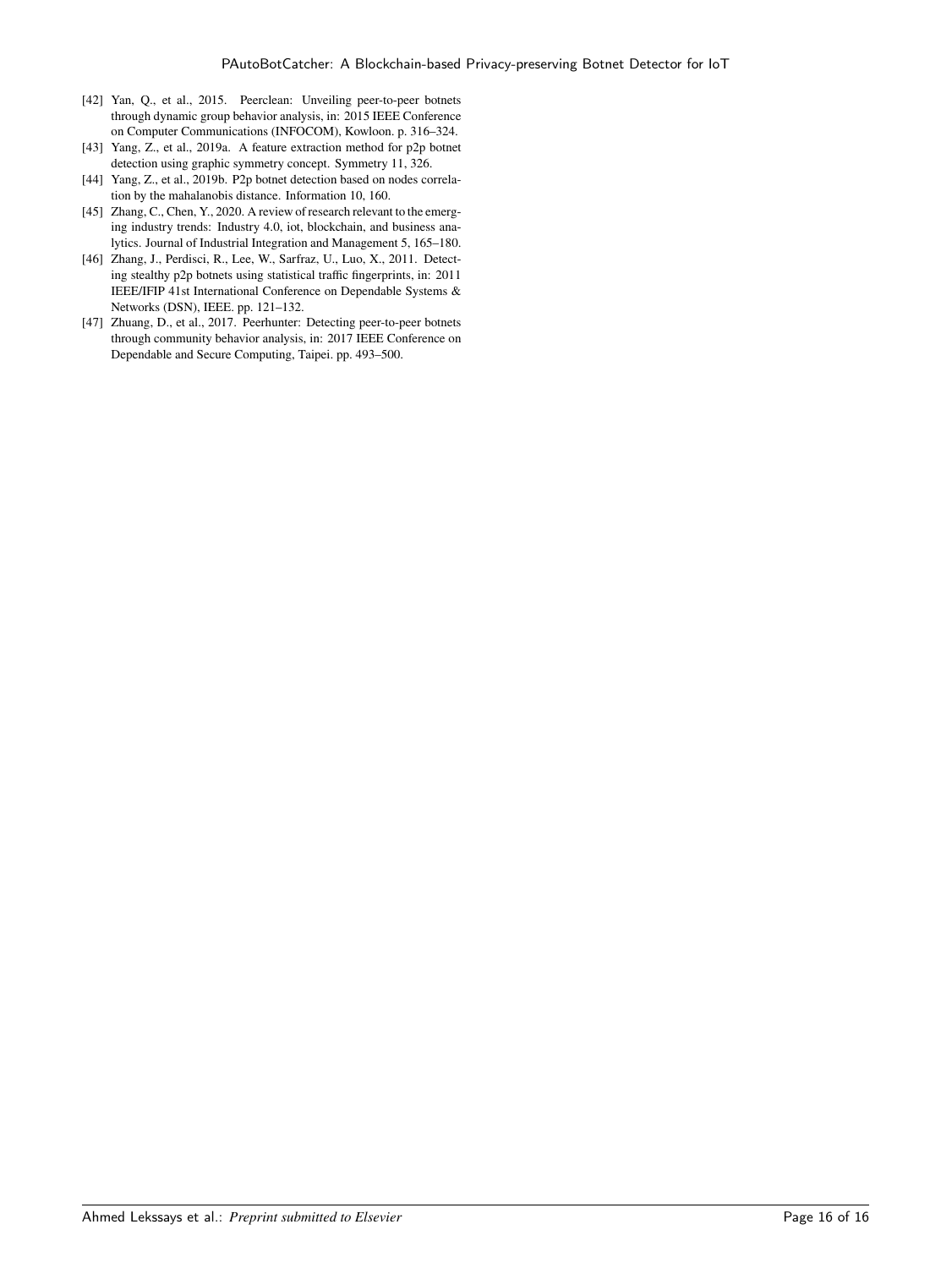[42] Yan, Q., et al., 2015. Peerclean: Unveiling peer-to-peer botnets through dynamic group behavior analysis, in: 2015 IEEE Conference on Computer Communications (INFOCOM), Kowloon. p. 316–324.

[43] Yang, Z., et al., 2019a. A feature extraction method for p2p botnet detection using graphic symmetry concept. Symmetry 11, 326.

[44] Yang, Z., et al., 2019b. P2p botnet detection based on nodes correlation by the mahalanobis distance. Information 10, 160.

[45] Zhang, C., Chen, Y., 2020. A review of research relevant to the emerging industry trends: Industry 4.0, iot, blockchain, and business analytics. Journal of Industrial Integration and Management 5, 165–180.

[46] Zhang, J., Perdisci, R., Lee, W., Sarfraz, U., Luo, X., 2011. Detecting stealthy p2p botnets using statistical traffic fingerprints, in: 2011 IEEE/IFIP 41st International Conference on Dependable Systems & Networks (DSN), IEEE. pp. 121–132.

[47] Zhuang, D., et al., 2017. Peerhunter: Detecting peer-to-peer botnets through community behavior analysis, in: 2017 IEEE Conference on Dependable and Secure Computing, Taipei. pp. 493–500.